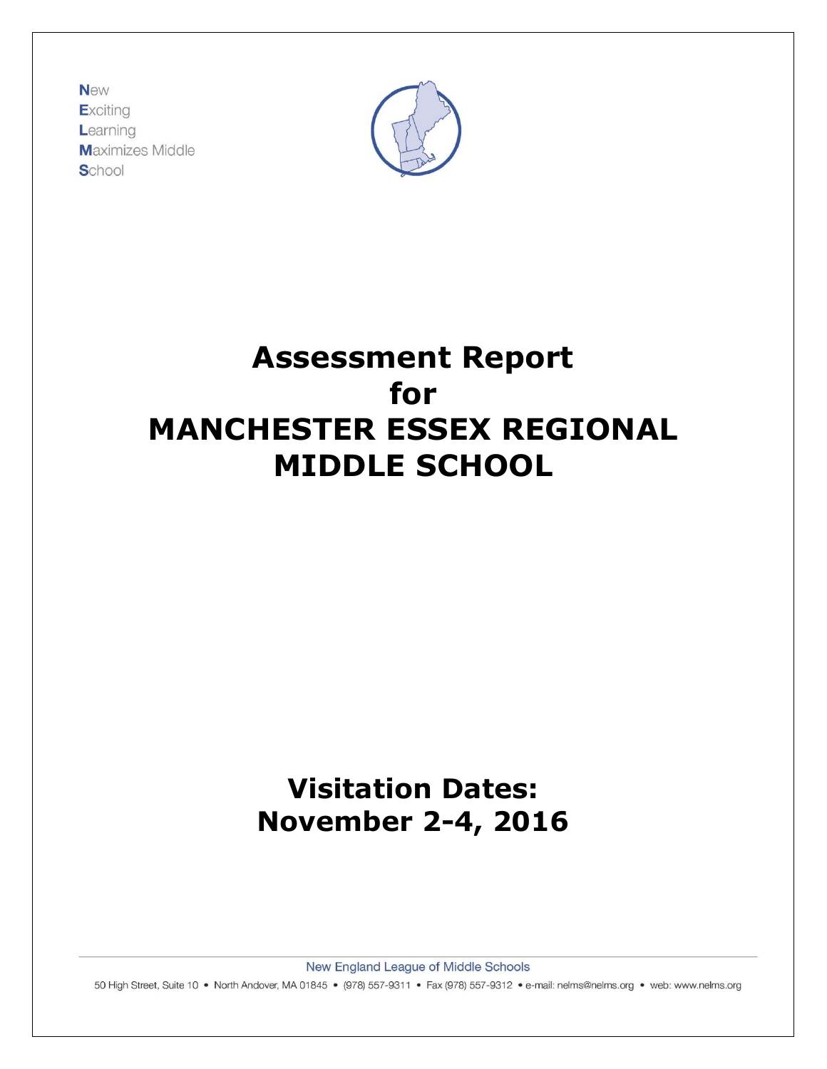**N**ew
**E**xciting
**L**earning
**M**aximizes Middle
**S**chool

# Assessment Report for MANCHESTER ESSEX REGIONAL MIDDLE SCHOOL

## Visitation Dates: November 2-4, 2016

New England League of Middle Schools

50 High Street, Suite 10 • North Andover, MA 01845 • (978) 557-9311 • Fax (978) 557-9312 • e-mail: nelms@nelms.org • web: www.nelms.org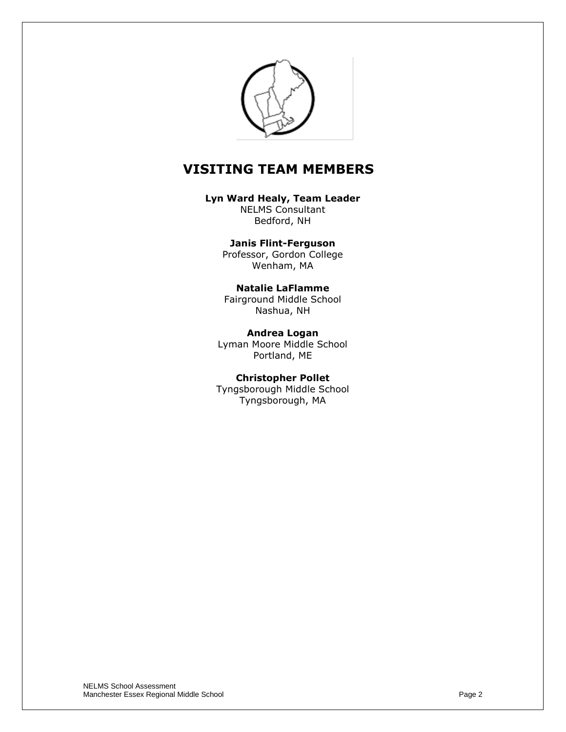## VISITING TEAM MEMBERS

**Lyn Ward Healy, Team Leader**
NELMS Consultant
Bedford, NH

**Janis Flint-Ferguson**
Professor, Gordon College
Wenham, MA

**Natalie LaFlamme**
Fairground Middle School
Nashua, NH

**Andrea Logan**
Lyman Moore Middle School
Portland, ME

**Christopher Pollet**
Tyngsborough Middle School
Tyngsborough, MA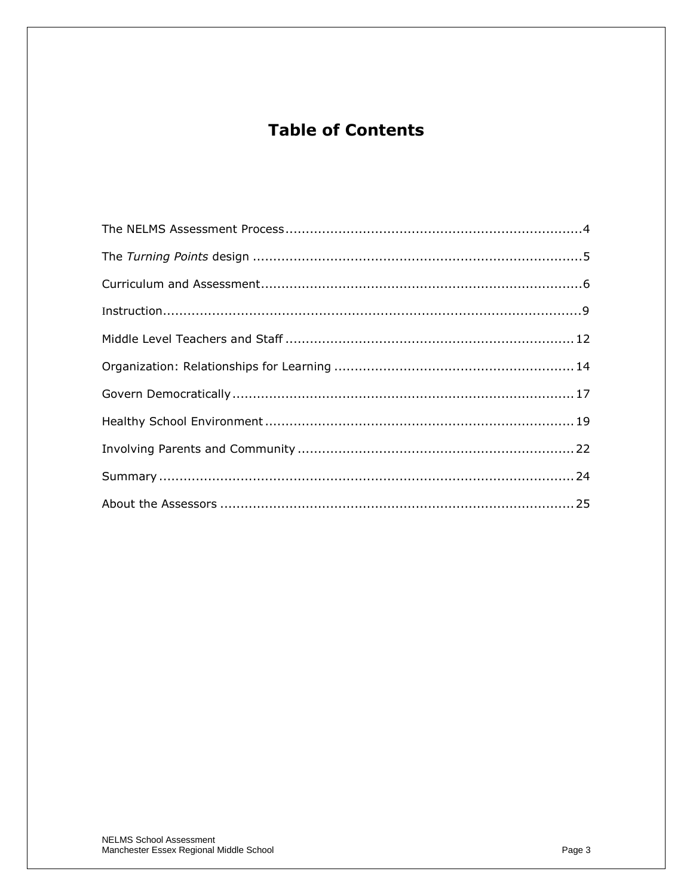# Table of Contents

The NELMS Assessment Process....................................................................4

The *Turning Points* design ..........................................................................5

Curriculum and Assessment..........................................................................6

Instruction...................................................................................................9

Middle Level Teachers and Staff ..................................................................12

Organization: Relationships for Learning ......................................................14

Govern Democratically.................................................................................17

Healthy School Environment........................................................................19

Involving Parents and Community ...............................................................22

Summary ....................................................................................................24

About the Assessors ....................................................................................25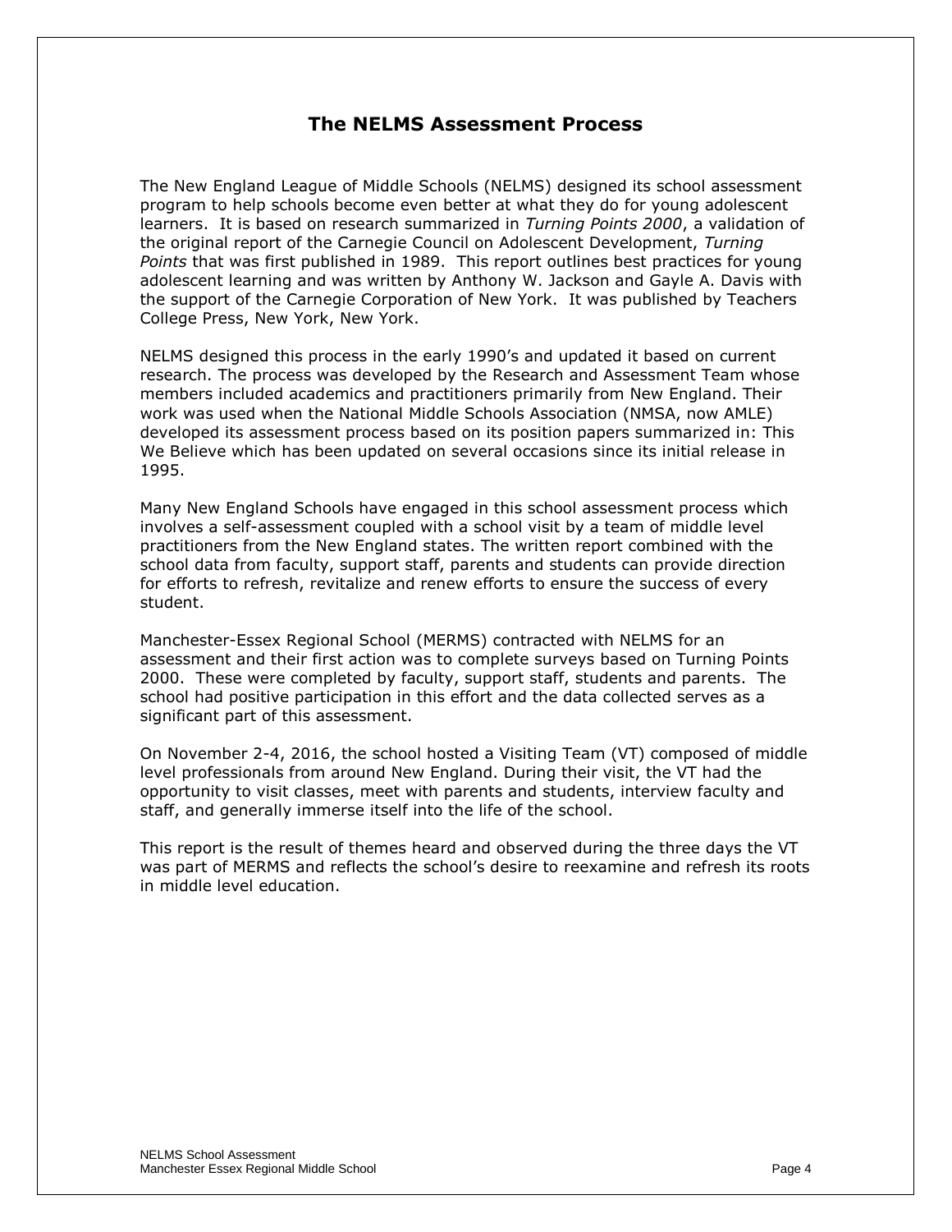# The NELMS Assessment Process

The New England League of Middle Schools (NELMS) designed its school assessment program to help schools become even better at what they do for young adolescent learners. It is based on research summarized in *Turning Points 2000*, a validation of the original report of the Carnegie Council on Adolescent Development, *Turning Points* that was first published in 1989. This report outlines best practices for young adolescent learning and was written by Anthony W. Jackson and Gayle A. Davis with the support of the Carnegie Corporation of New York. It was published by Teachers College Press, New York, New York.

NELMS designed this process in the early 1990's and updated it based on current research. The process was developed by the Research and Assessment Team whose members included academics and practitioners primarily from New England. Their work was used when the National Middle Schools Association (NMSA, now AMLE) developed its assessment process based on its position papers summarized in: This We Believe which has been updated on several occasions since its initial release in 1995.

Many New England Schools have engaged in this school assessment process which involves a self-assessment coupled with a school visit by a team of middle level practitioners from the New England states. The written report combined with the school data from faculty, support staff, parents and students can provide direction for efforts to refresh, revitalize and renew efforts to ensure the success of every student.

Manchester-Essex Regional School (MERMS) contracted with NELMS for an assessment and their first action was to complete surveys based on Turning Points 2000. These were completed by faculty, support staff, students and parents. The school had positive participation in this effort and the data collected serves as a significant part of this assessment.

On November 2-4, 2016, the school hosted a Visiting Team (VT) composed of middle level professionals from around New England. During their visit, the VT had the opportunity to visit classes, meet with parents and students, interview faculty and staff, and generally immerse itself into the life of the school.

This report is the result of themes heard and observed during the three days the VT was part of MERMS and reflects the school's desire to reexamine and refresh its roots in middle level education.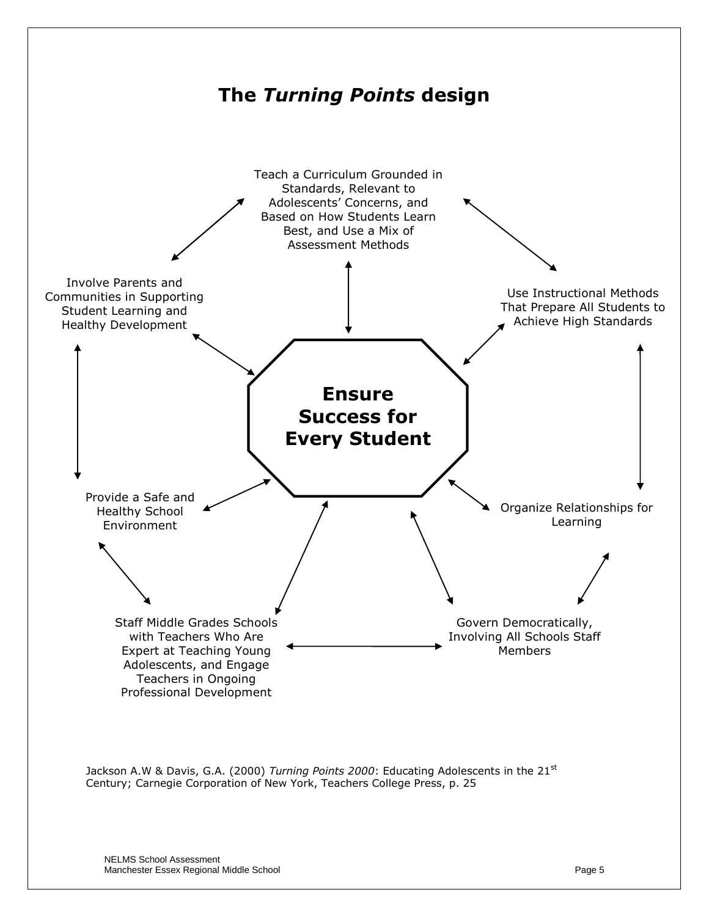# The *Turning Points* design

Teach a Curriculum Grounded in Standards, Relevant to Adolescents' Concerns, and Based on How Students Learn Best, and Use a Mix of Assessment Methods

Involve Parents and Communities in Supporting Student Learning and Healthy Development

Use Instructional Methods That Prepare All Students to Achieve High Standards

**Ensure Success for Every Student**

Provide a Safe and Healthy School Environment

Organize Relationships for Learning

Staff Middle Grades Schools with Teachers Who Are Expert at Teaching Young Adolescents, and Engage Teachers in Ongoing Professional Development

Govern Democratically, Involving All Schools Staff Members

Jackson A.W & Davis, G.A. (2000) *Turning Points 2000*: Educating Adolescents in the 21st Century; Carnegie Corporation of New York, Teachers College Press, p. 25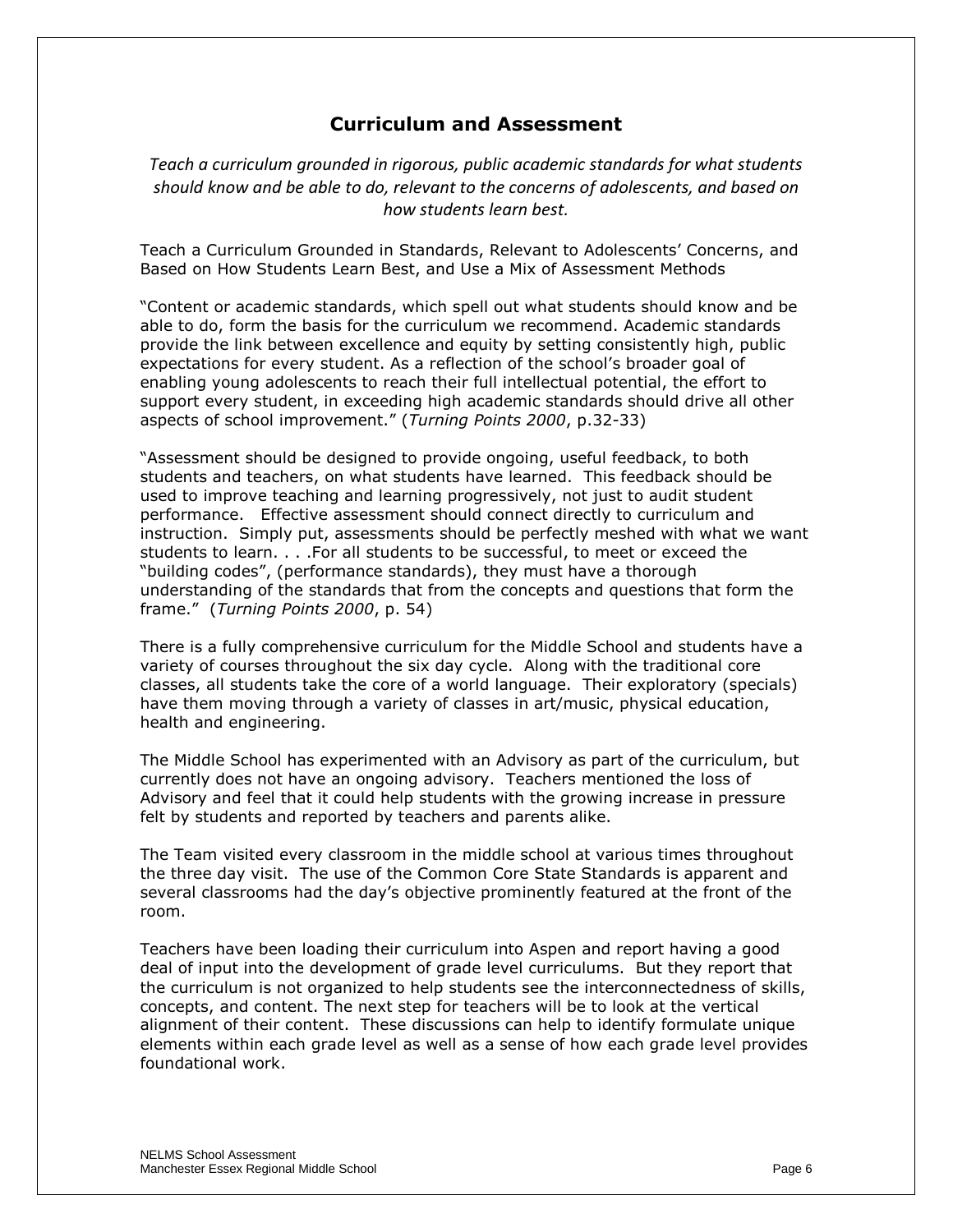## Curriculum and Assessment

*Teach a curriculum grounded in rigorous, public academic standards for what students should know and be able to do, relevant to the concerns of adolescents, and based on how students learn best.*

Teach a Curriculum Grounded in Standards, Relevant to Adolescents' Concerns, and Based on How Students Learn Best, and Use a Mix of Assessment Methods

"Content or academic standards, which spell out what students should know and be able to do, form the basis for the curriculum we recommend. Academic standards provide the link between excellence and equity by setting consistently high, public expectations for every student. As a reflection of the school's broader goal of enabling young adolescents to reach their full intellectual potential, the effort to support every student, in exceeding high academic standards should drive all other aspects of school improvement." (*Turning Points 2000*, p.32-33)

"Assessment should be designed to provide ongoing, useful feedback, to both students and teachers, on what students have learned. This feedback should be used to improve teaching and learning progressively, not just to audit student performance. Effective assessment should connect directly to curriculum and instruction. Simply put, assessments should be perfectly meshed with what we want students to learn. . . .For all students to be successful, to meet or exceed the "building codes", (performance standards), they must have a thorough understanding of the standards that from the concepts and questions that form the frame." (*Turning Points 2000*, p. 54)

There is a fully comprehensive curriculum for the Middle School and students have a variety of courses throughout the six day cycle. Along with the traditional core classes, all students take the core of a world language. Their exploratory (specials) have them moving through a variety of classes in art/music, physical education, health and engineering.

The Middle School has experimented with an Advisory as part of the curriculum, but currently does not have an ongoing advisory. Teachers mentioned the loss of Advisory and feel that it could help students with the growing increase in pressure felt by students and reported by teachers and parents alike.

The Team visited every classroom in the middle school at various times throughout the three day visit. The use of the Common Core State Standards is apparent and several classrooms had the day's objective prominently featured at the front of the room.

Teachers have been loading their curriculum into Aspen and report having a good deal of input into the development of grade level curriculums. But they report that the curriculum is not organized to help students see the interconnectedness of skills, concepts, and content. The next step for teachers will be to look at the vertical alignment of their content. These discussions can help to identify formulate unique elements within each grade level as well as a sense of how each grade level provides foundational work.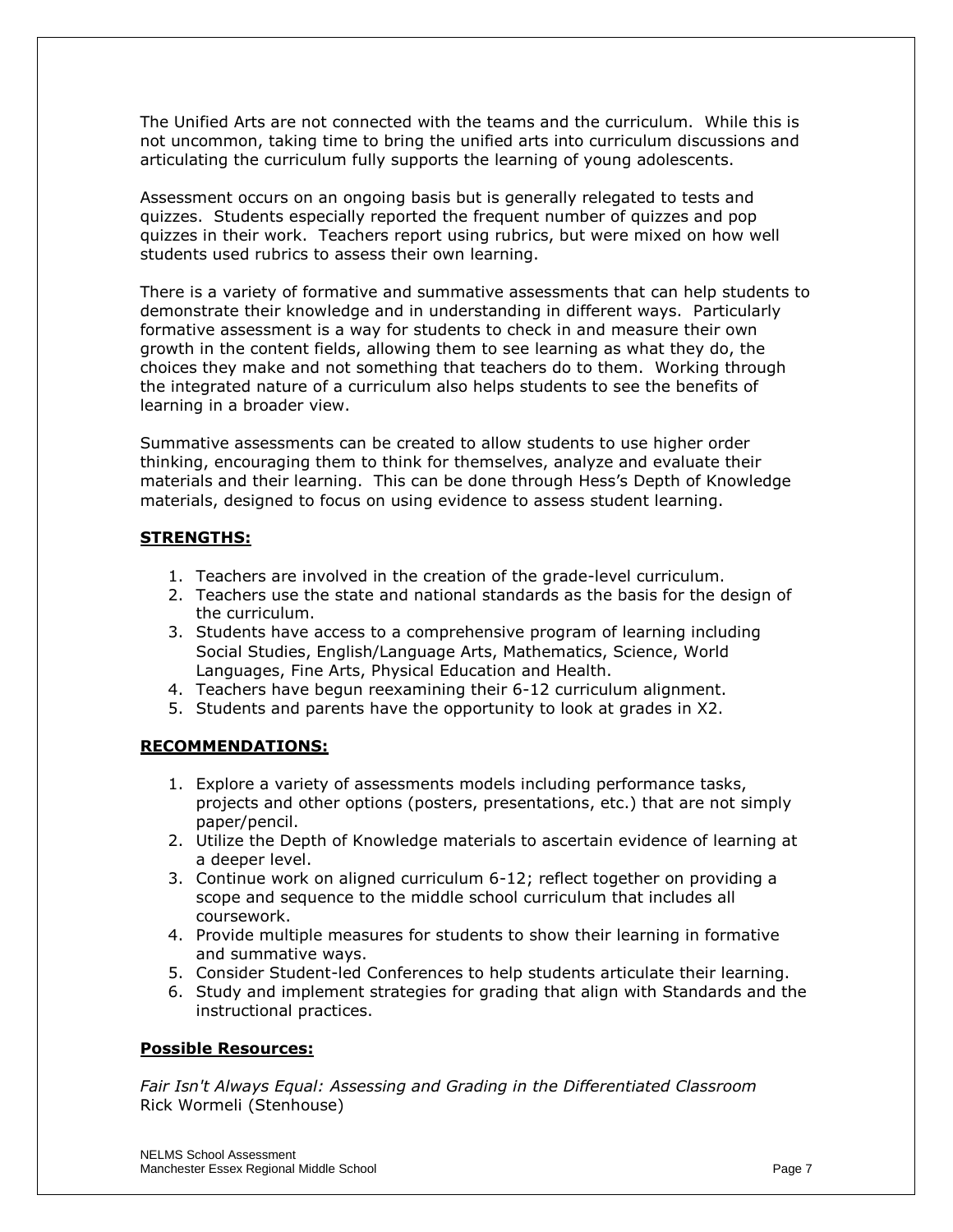The Unified Arts are not connected with the teams and the curriculum. While this is not uncommon, taking time to bring the unified arts into curriculum discussions and articulating the curriculum fully supports the learning of young adolescents.

Assessment occurs on an ongoing basis but is generally relegated to tests and quizzes. Students especially reported the frequent number of quizzes and pop quizzes in their work. Teachers report using rubrics, but were mixed on how well students used rubrics to assess their own learning.

There is a variety of formative and summative assessments that can help students to demonstrate their knowledge and in understanding in different ways. Particularly formative assessment is a way for students to check in and measure their own growth in the content fields, allowing them to see learning as what they do, the choices they make and not something that teachers do to them. Working through the integrated nature of a curriculum also helps students to see the benefits of learning in a broader view.

Summative assessments can be created to allow students to use higher order thinking, encouraging them to think for themselves, analyze and evaluate their materials and their learning. This can be done through Hess's Depth of Knowledge materials, designed to focus on using evidence to assess student learning.

**STRENGTHS:**

1. Teachers are involved in the creation of the grade-level curriculum.
2. Teachers use the state and national standards as the basis for the design of the curriculum.
3. Students have access to a comprehensive program of learning including Social Studies, English/Language Arts, Mathematics, Science, World Languages, Fine Arts, Physical Education and Health.
4. Teachers have begun reexamining their 6-12 curriculum alignment.
5. Students and parents have the opportunity to look at grades in X2.

**RECOMMENDATIONS:**

1. Explore a variety of assessments models including performance tasks, projects and other options (posters, presentations, etc.) that are not simply paper/pencil.
2. Utilize the Depth of Knowledge materials to ascertain evidence of learning at a deeper level.
3. Continue work on aligned curriculum 6-12; reflect together on providing a scope and sequence to the middle school curriculum that includes all coursework.
4. Provide multiple measures for students to show their learning in formative and summative ways.
5. Consider Student-led Conferences to help students articulate their learning.
6. Study and implement strategies for grading that align with Standards and the instructional practices.

**Possible Resources:**

*Fair Isn't Always Equal: Assessing and Grading in the Differentiated Classroom*
Rick Wormeli (Stenhouse)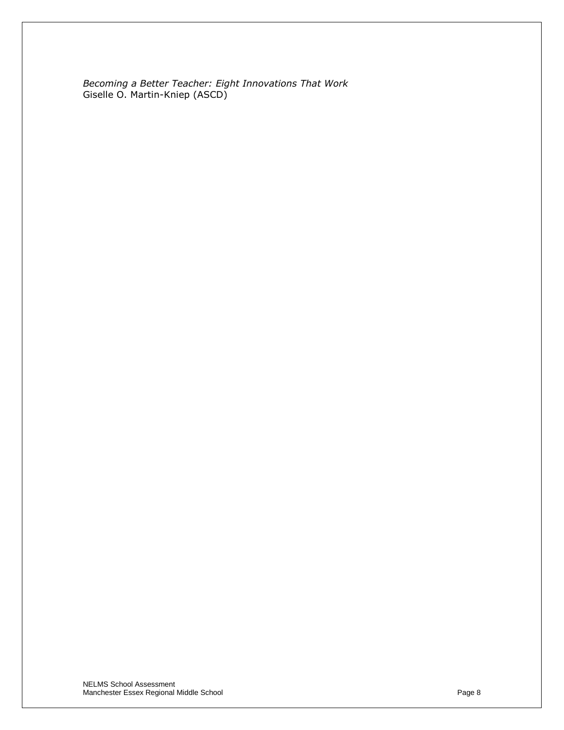*Becoming a Better Teacher: Eight Innovations That Work*
Giselle O. Martin-Kniep (ASCD)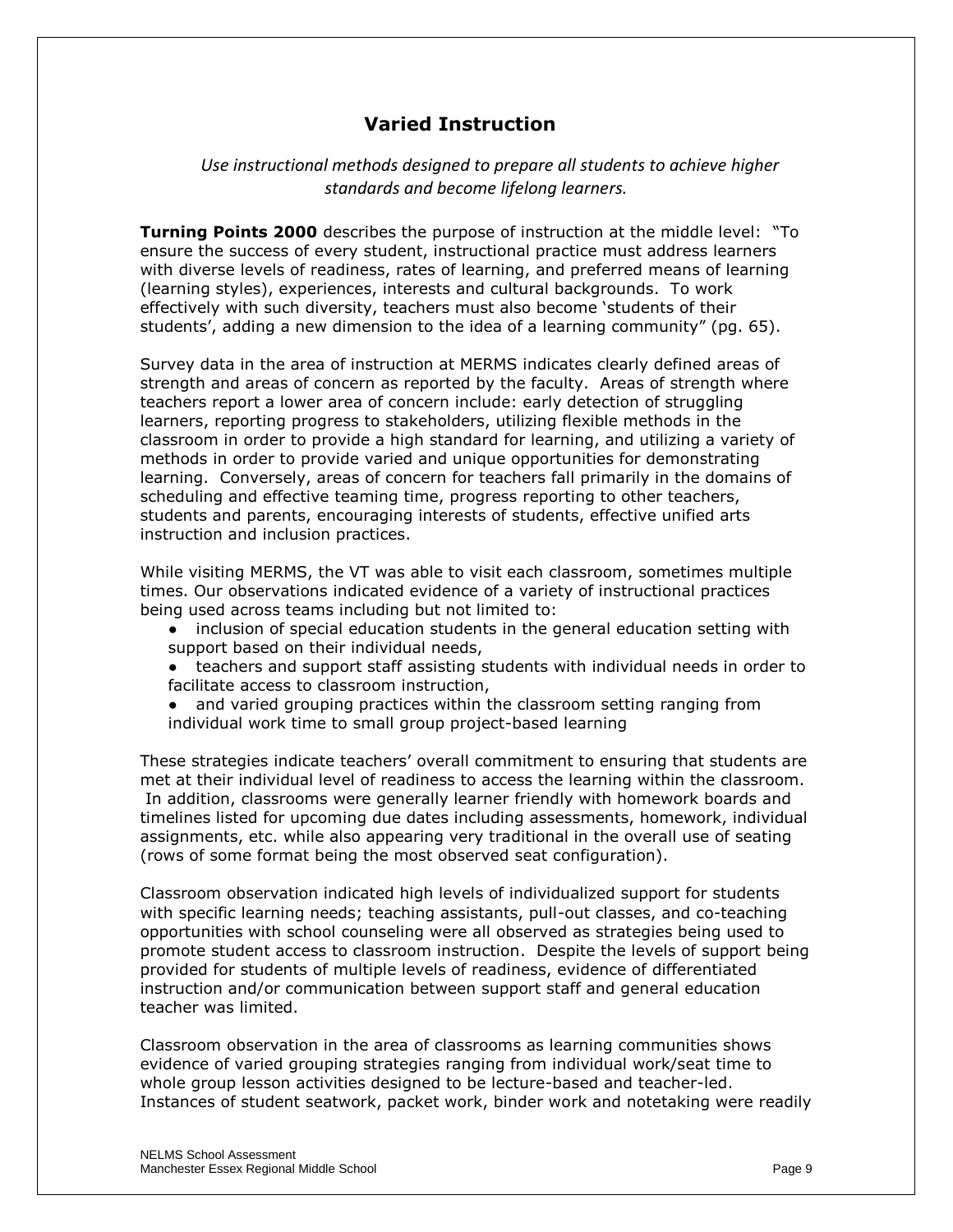## Varied Instruction

*Use instructional methods designed to prepare all students to achieve higher standards and become lifelong learners.*

**Turning Points 2000** describes the purpose of instruction at the middle level: "To ensure the success of every student, instructional practice must address learners with diverse levels of readiness, rates of learning, and preferred means of learning (learning styles), experiences, interests and cultural backgrounds. To work effectively with such diversity, teachers must also become 'students of their students', adding a new dimension to the idea of a learning community" (pg. 65).

Survey data in the area of instruction at MERMS indicates clearly defined areas of strength and areas of concern as reported by the faculty. Areas of strength where teachers report a lower area of concern include: early detection of struggling learners, reporting progress to stakeholders, utilizing flexible methods in the classroom in order to provide a high standard for learning, and utilizing a variety of methods in order to provide varied and unique opportunities for demonstrating learning. Conversely, areas of concern for teachers fall primarily in the domains of scheduling and effective teaming time, progress reporting to other teachers, students and parents, encouraging interests of students, effective unified arts instruction and inclusion practices.

While visiting MERMS, the VT was able to visit each classroom, sometimes multiple times. Our observations indicated evidence of a variety of instructional practices being used across teams including but not limited to:

- inclusion of special education students in the general education setting with support based on their individual needs,
- teachers and support staff assisting students with individual needs in order to facilitate access to classroom instruction,
- and varied grouping practices within the classroom setting ranging from individual work time to small group project-based learning

These strategies indicate teachers' overall commitment to ensuring that students are met at their individual level of readiness to access the learning within the classroom. In addition, classrooms were generally learner friendly with homework boards and timelines listed for upcoming due dates including assessments, homework, individual assignments, etc. while also appearing very traditional in the overall use of seating (rows of some format being the most observed seat configuration).

Classroom observation indicated high levels of individualized support for students with specific learning needs; teaching assistants, pull-out classes, and co-teaching opportunities with school counseling were all observed as strategies being used to promote student access to classroom instruction. Despite the levels of support being provided for students of multiple levels of readiness, evidence of differentiated instruction and/or communication between support staff and general education teacher was limited.

Classroom observation in the area of classrooms as learning communities shows evidence of varied grouping strategies ranging from individual work/seat time to whole group lesson activities designed to be lecture-based and teacher-led. Instances of student seatwork, packet work, binder work and notetaking were readily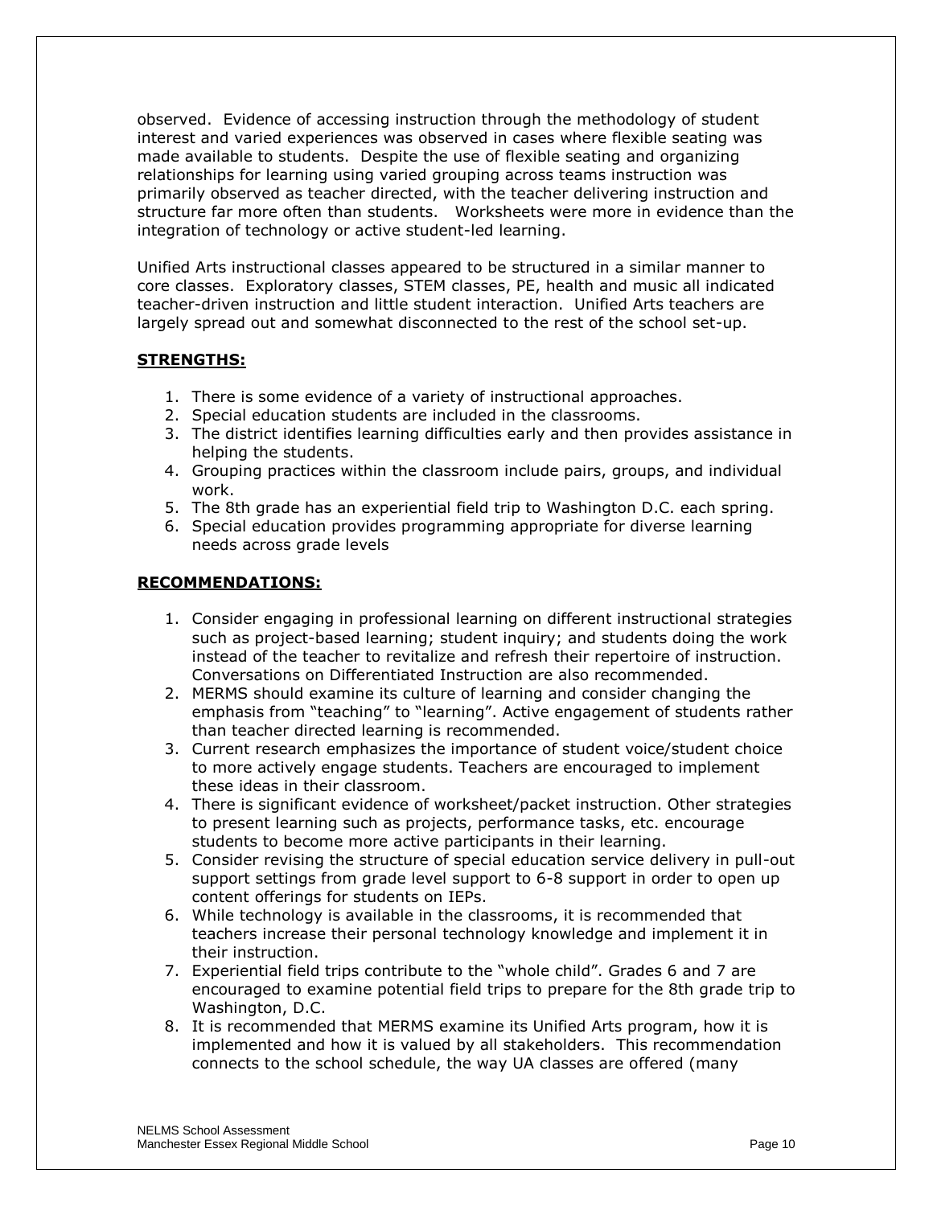observed. Evidence of accessing instruction through the methodology of student interest and varied experiences was observed in cases where flexible seating was made available to students. Despite the use of flexible seating and organizing relationships for learning using varied grouping across teams instruction was primarily observed as teacher directed, with the teacher delivering instruction and structure far more often than students. Worksheets were more in evidence than the integration of technology or active student-led learning.

Unified Arts instructional classes appeared to be structured in a similar manner to core classes. Exploratory classes, STEM classes, PE, health and music all indicated teacher-driven instruction and little student interaction. Unified Arts teachers are largely spread out and somewhat disconnected to the rest of the school set-up.

**STRENGTHS:**

1. There is some evidence of a variety of instructional approaches.
2. Special education students are included in the classrooms.
3. The district identifies learning difficulties early and then provides assistance in helping the students.
4. Grouping practices within the classroom include pairs, groups, and individual work.
5. The 8th grade has an experiential field trip to Washington D.C. each spring.
6. Special education provides programming appropriate for diverse learning needs across grade levels

**RECOMMENDATIONS:**

1. Consider engaging in professional learning on different instructional strategies such as project-based learning; student inquiry; and students doing the work instead of the teacher to revitalize and refresh their repertoire of instruction. Conversations on Differentiated Instruction are also recommended.
2. MERMS should examine its culture of learning and consider changing the emphasis from "teaching" to "learning". Active engagement of students rather than teacher directed learning is recommended.
3. Current research emphasizes the importance of student voice/student choice to more actively engage students. Teachers are encouraged to implement these ideas in their classroom.
4. There is significant evidence of worksheet/packet instruction. Other strategies to present learning such as projects, performance tasks, etc. encourage students to become more active participants in their learning.
5. Consider revising the structure of special education service delivery in pull-out support settings from grade level support to 6-8 support in order to open up content offerings for students on IEPs.
6. While technology is available in the classrooms, it is recommended that teachers increase their personal technology knowledge and implement it in their instruction.
7. Experiential field trips contribute to the "whole child". Grades 6 and 7 are encouraged to examine potential field trips to prepare for the 8th grade trip to Washington, D.C.
8. It is recommended that MERMS examine its Unified Arts program, how it is implemented and how it is valued by all stakeholders. This recommendation connects to the school schedule, the way UA classes are offered (many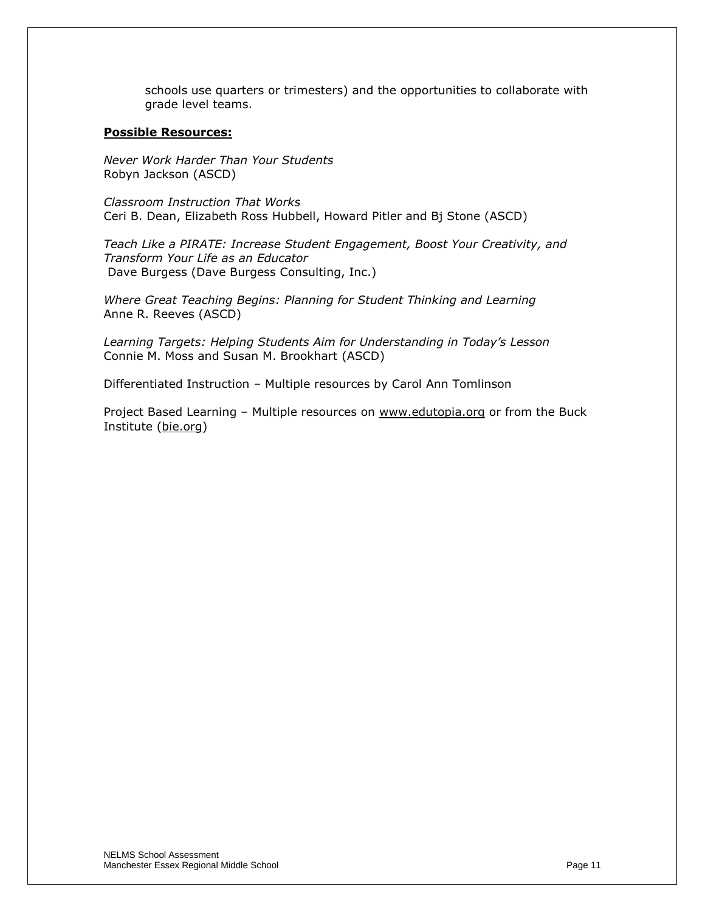schools use quarters or trimesters) and the opportunities to collaborate with grade level teams.

**<u>Possible Resources:</u>**

*Never Work Harder Than Your Students*
Robyn Jackson (ASCD)

*Classroom Instruction That Works*
Ceri B. Dean, Elizabeth Ross Hubbell, Howard Pitler and Bj Stone (ASCD)

*Teach Like a PIRATE: Increase Student Engagement, Boost Your Creativity, and Transform Your Life as an Educator*
Dave Burgess (Dave Burgess Consulting, Inc.)

*Where Great Teaching Begins: Planning for Student Thinking and Learning*
Anne R. Reeves (ASCD)

*Learning Targets: Helping Students Aim for Understanding in Today's Lesson*
Connie M. Moss and Susan M. Brookhart (ASCD)

Differentiated Instruction – Multiple resources by Carol Ann Tomlinson

Project Based Learning – Multiple resources on www.edutopia.org or from the Buck Institute (bie.org)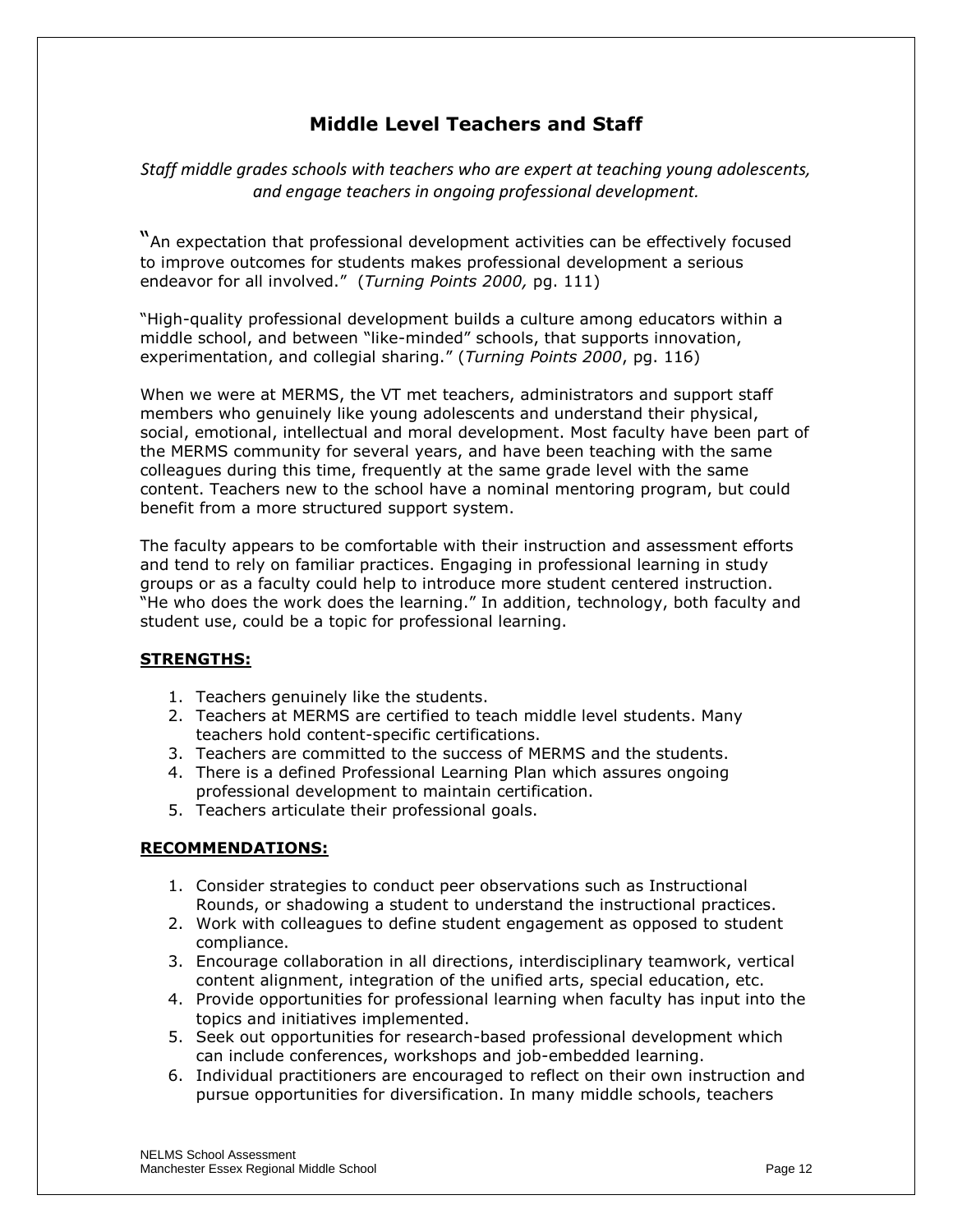## Middle Level Teachers and Staff

*Staff middle grades schools with teachers who are expert at teaching young adolescents, and engage teachers in ongoing professional development.*

"An expectation that professional development activities can be effectively focused to improve outcomes for students makes professional development a serious endeavor for all involved." (*Turning Points 2000,* pg. 111)

"High-quality professional development builds a culture among educators within a middle school, and between "like-minded" schools, that supports innovation, experimentation, and collegial sharing." (*Turning Points 2000*, pg. 116)

When we were at MERMS, the VT met teachers, administrators and support staff members who genuinely like young adolescents and understand their physical, social, emotional, intellectual and moral development. Most faculty have been part of the MERMS community for several years, and have been teaching with the same colleagues during this time, frequently at the same grade level with the same content. Teachers new to the school have a nominal mentoring program, but could benefit from a more structured support system.

The faculty appears to be comfortable with their instruction and assessment efforts and tend to rely on familiar practices. Engaging in professional learning in study groups or as a faculty could help to introduce more student centered instruction. "He who does the work does the learning." In addition, technology, both faculty and student use, could be a topic for professional learning.

**STRENGTHS:**

1. Teachers genuinely like the students.
2. Teachers at MERMS are certified to teach middle level students. Many teachers hold content-specific certifications.
3. Teachers are committed to the success of MERMS and the students.
4. There is a defined Professional Learning Plan which assures ongoing professional development to maintain certification.
5. Teachers articulate their professional goals.

**RECOMMENDATIONS:**

1. Consider strategies to conduct peer observations such as Instructional Rounds, or shadowing a student to understand the instructional practices.
2. Work with colleagues to define student engagement as opposed to student compliance.
3. Encourage collaboration in all directions, interdisciplinary teamwork, vertical content alignment, integration of the unified arts, special education, etc.
4. Provide opportunities for professional learning when faculty has input into the topics and initiatives implemented.
5. Seek out opportunities for research-based professional development which can include conferences, workshops and job-embedded learning.
6. Individual practitioners are encouraged to reflect on their own instruction and pursue opportunities for diversification. In many middle schools, teachers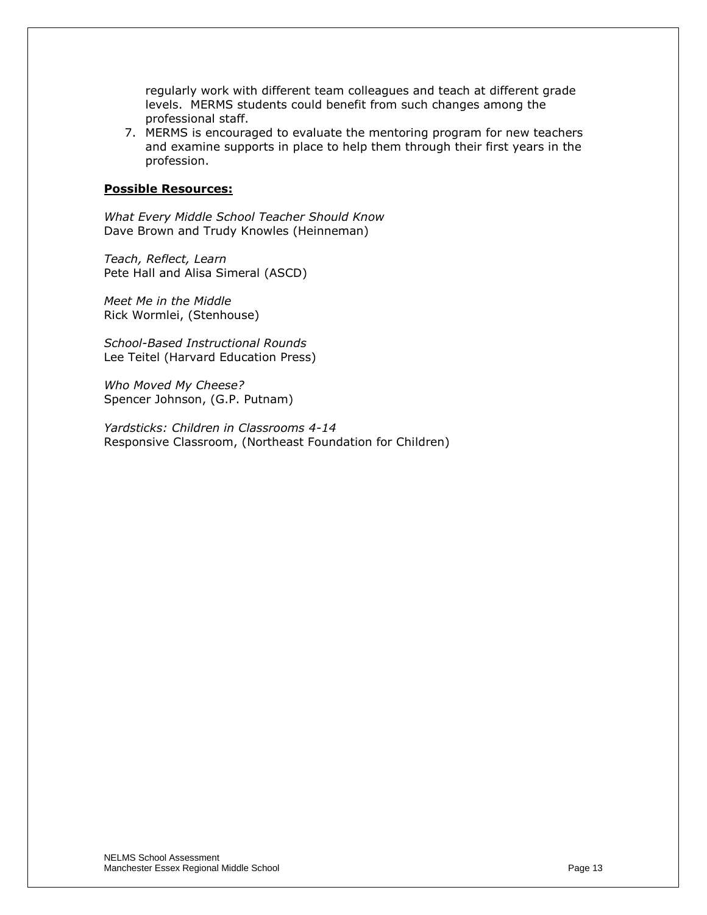regularly work with different team colleagues and teach at different grade levels. MERMS students could benefit from such changes among the professional staff.

7. MERMS is encouraged to evaluate the mentoring program for new teachers and examine supports in place to help them through their first years in the profession.

**Possible Resources:**

*What Every Middle School Teacher Should Know*
Dave Brown and Trudy Knowles (Heinneman)

*Teach, Reflect, Learn*
Pete Hall and Alisa Simeral (ASCD)

*Meet Me in the Middle*
Rick Wormlei, (Stenhouse)

*School-Based Instructional Rounds*
Lee Teitel (Harvard Education Press)

*Who Moved My Cheese?*
Spencer Johnson, (G.P. Putnam)

*Yardsticks: Children in Classrooms 4-14*
Responsive Classroom, (Northeast Foundation for Children)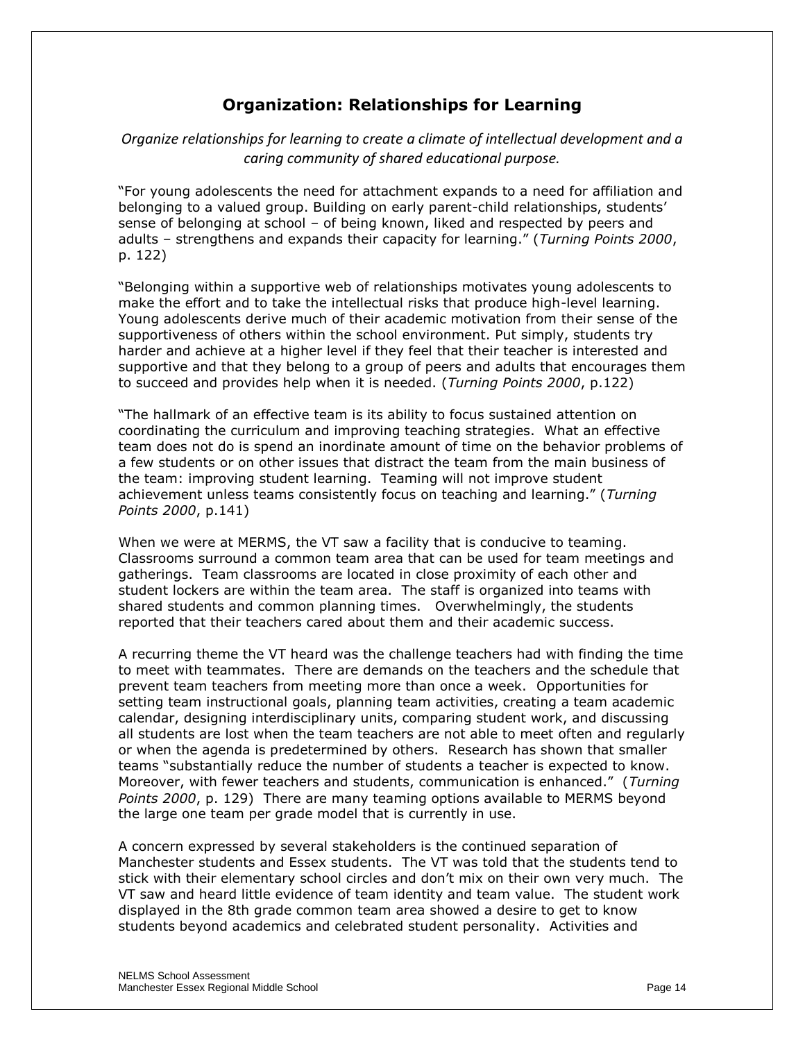## Organization: Relationships for Learning

*Organize relationships for learning to create a climate of intellectual development and a caring community of shared educational purpose.*

"For young adolescents the need for attachment expands to a need for affiliation and belonging to a valued group. Building on early parent-child relationships, students' sense of belonging at school – of being known, liked and respected by peers and adults – strengthens and expands their capacity for learning." (*Turning Points 2000*, p. 122)

"Belonging within a supportive web of relationships motivates young adolescents to make the effort and to take the intellectual risks that produce high-level learning. Young adolescents derive much of their academic motivation from their sense of the supportiveness of others within the school environment. Put simply, students try harder and achieve at a higher level if they feel that their teacher is interested and supportive and that they belong to a group of peers and adults that encourages them to succeed and provides help when it is needed. (*Turning Points 2000*, p.122)

"The hallmark of an effective team is its ability to focus sustained attention on coordinating the curriculum and improving teaching strategies. What an effective team does not do is spend an inordinate amount of time on the behavior problems of a few students or on other issues that distract the team from the main business of the team: improving student learning. Teaming will not improve student achievement unless teams consistently focus on teaching and learning." (*Turning Points 2000*, p.141)

When we were at MERMS, the VT saw a facility that is conducive to teaming. Classrooms surround a common team area that can be used for team meetings and gatherings. Team classrooms are located in close proximity of each other and student lockers are within the team area. The staff is organized into teams with shared students and common planning times. Overwhelmingly, the students reported that their teachers cared about them and their academic success.

A recurring theme the VT heard was the challenge teachers had with finding the time to meet with teammates. There are demands on the teachers and the schedule that prevent team teachers from meeting more than once a week. Opportunities for setting team instructional goals, planning team activities, creating a team academic calendar, designing interdisciplinary units, comparing student work, and discussing all students are lost when the team teachers are not able to meet often and regularly or when the agenda is predetermined by others. Research has shown that smaller teams "substantially reduce the number of students a teacher is expected to know. Moreover, with fewer teachers and students, communication is enhanced." (*Turning Points 2000*, p. 129) There are many teaming options available to MERMS beyond the large one team per grade model that is currently in use.

A concern expressed by several stakeholders is the continued separation of Manchester students and Essex students. The VT was told that the students tend to stick with their elementary school circles and don't mix on their own very much. The VT saw and heard little evidence of team identity and team value. The student work displayed in the 8th grade common team area showed a desire to get to know students beyond academics and celebrated student personality. Activities and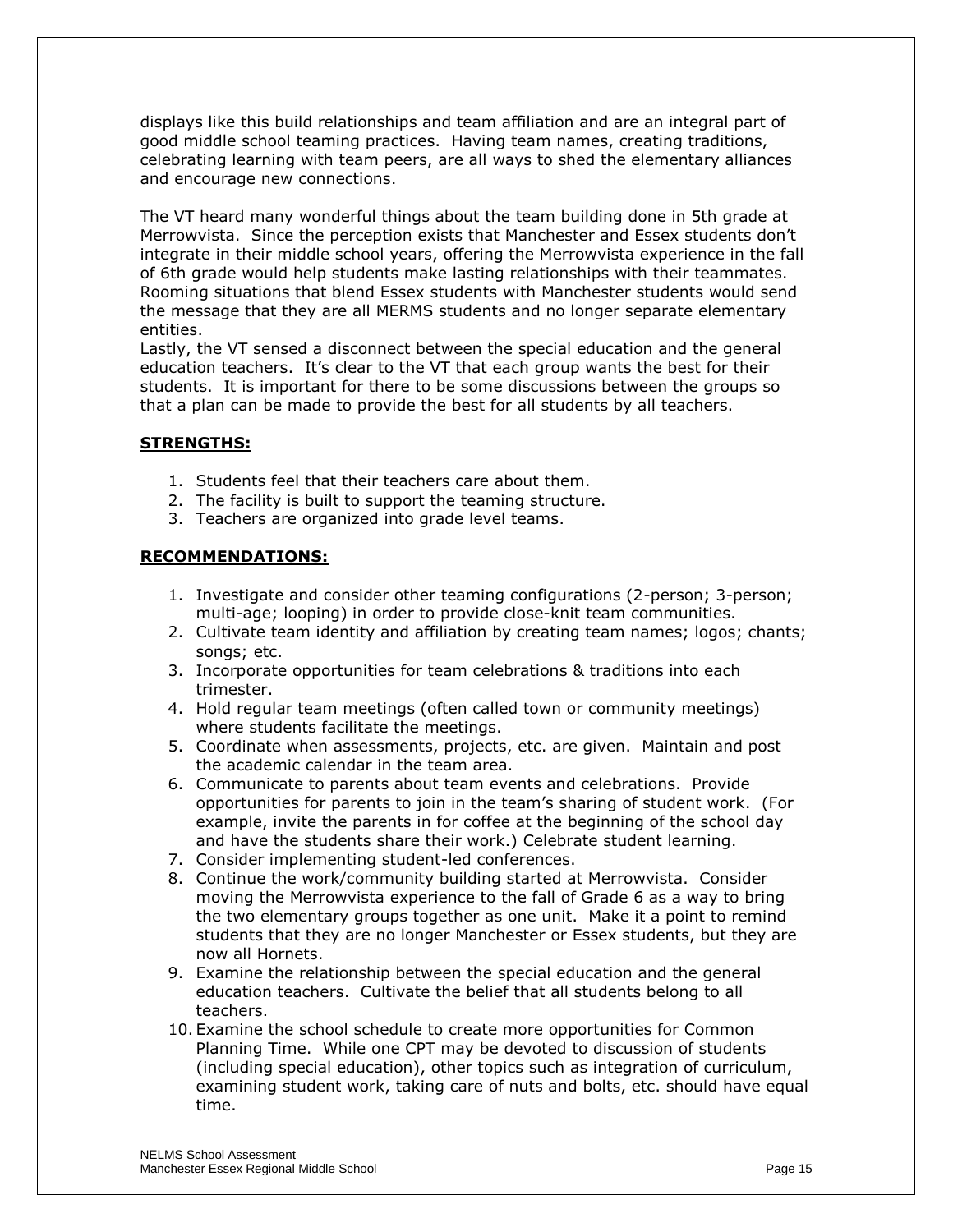displays like this build relationships and team affiliation and are an integral part of good middle school teaming practices. Having team names, creating traditions, celebrating learning with team peers, are all ways to shed the elementary alliances and encourage new connections.

The VT heard many wonderful things about the team building done in 5th grade at Merrowvista. Since the perception exists that Manchester and Essex students don't integrate in their middle school years, offering the Merrowvista experience in the fall of 6th grade would help students make lasting relationships with their teammates. Rooming situations that blend Essex students with Manchester students would send the message that they are all MERMS students and no longer separate elementary entities.

Lastly, the VT sensed a disconnect between the special education and the general education teachers. It's clear to the VT that each group wants the best for their students. It is important for there to be some discussions between the groups so that a plan can be made to provide the best for all students by all teachers.

## STRENGTHS:

1. Students feel that their teachers care about them.
2. The facility is built to support the teaming structure.
3. Teachers are organized into grade level teams.

## RECOMMENDATIONS:

1. Investigate and consider other teaming configurations (2-person; 3-person; multi-age; looping) in order to provide close-knit team communities.
2. Cultivate team identity and affiliation by creating team names; logos; chants; songs; etc.
3. Incorporate opportunities for team celebrations & traditions into each trimester.
4. Hold regular team meetings (often called town or community meetings) where students facilitate the meetings.
5. Coordinate when assessments, projects, etc. are given. Maintain and post the academic calendar in the team area.
6. Communicate to parents about team events and celebrations. Provide opportunities for parents to join in the team's sharing of student work. (For example, invite the parents in for coffee at the beginning of the school day and have the students share their work.) Celebrate student learning.
7. Consider implementing student-led conferences.
8. Continue the work/community building started at Merrowvista. Consider moving the Merrowvista experience to the fall of Grade 6 as a way to bring the two elementary groups together as one unit. Make it a point to remind students that they are no longer Manchester or Essex students, but they are now all Hornets.
9. Examine the relationship between the special education and the general education teachers. Cultivate the belief that all students belong to all teachers.
10. Examine the school schedule to create more opportunities for Common Planning Time. While one CPT may be devoted to discussion of students (including special education), other topics such as integration of curriculum, examining student work, taking care of nuts and bolts, etc. should have equal time.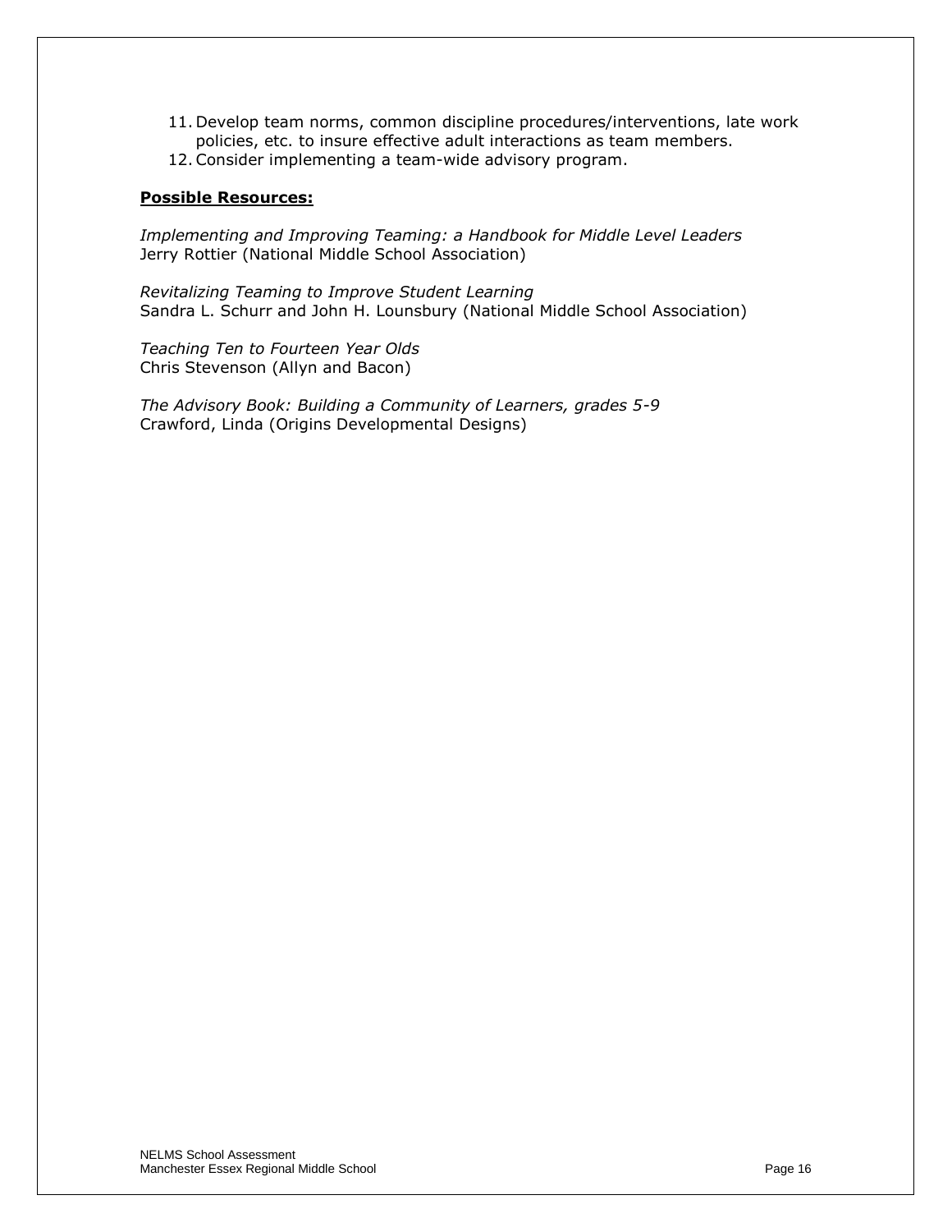11. Develop team norms, common discipline procedures/interventions, late work policies, etc. to insure effective adult interactions as team members.
12. Consider implementing a team-wide advisory program.

**Possible Resources:**

*Implementing and Improving Teaming: a Handbook for Middle Level Leaders*
Jerry Rottier (National Middle School Association)

*Revitalizing Teaming to Improve Student Learning*
Sandra L. Schurr and John H. Lounsbury (National Middle School Association)

*Teaching Ten to Fourteen Year Olds*
Chris Stevenson (Allyn and Bacon)

*The Advisory Book: Building a Community of Learners, grades 5-9*
Crawford, Linda (Origins Developmental Designs)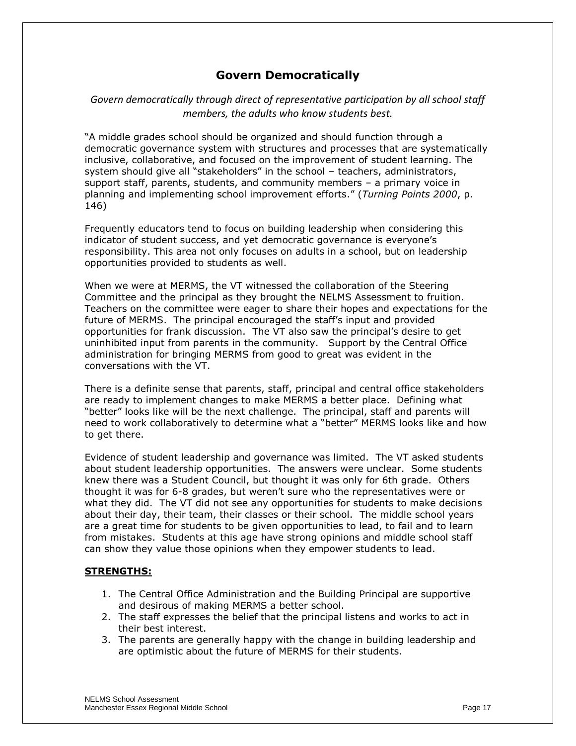## Govern Democratically

*Govern democratically through direct of representative participation by all school staff members, the adults who know students best.*

"A middle grades school should be organized and should function through a democratic governance system with structures and processes that are systematically inclusive, collaborative, and focused on the improvement of student learning. The system should give all "stakeholders" in the school – teachers, administrators, support staff, parents, students, and community members – a primary voice in planning and implementing school improvement efforts." (*Turning Points 2000*, p. 146)

Frequently educators tend to focus on building leadership when considering this indicator of student success, and yet democratic governance is everyone's responsibility. This area not only focuses on adults in a school, but on leadership opportunities provided to students as well.

When we were at MERMS, the VT witnessed the collaboration of the Steering Committee and the principal as they brought the NELMS Assessment to fruition. Teachers on the committee were eager to share their hopes and expectations for the future of MERMS. The principal encouraged the staff's input and provided opportunities for frank discussion. The VT also saw the principal's desire to get uninhibited input from parents in the community. Support by the Central Office administration for bringing MERMS from good to great was evident in the conversations with the VT.

There is a definite sense that parents, staff, principal and central office stakeholders are ready to implement changes to make MERMS a better place. Defining what "better" looks like will be the next challenge. The principal, staff and parents will need to work collaboratively to determine what a "better" MERMS looks like and how to get there.

Evidence of student leadership and governance was limited. The VT asked students about student leadership opportunities. The answers were unclear. Some students knew there was a Student Council, but thought it was only for 6th grade. Others thought it was for 6-8 grades, but weren't sure who the representatives were or what they did. The VT did not see any opportunities for students to make decisions about their day, their team, their classes or their school. The middle school years are a great time for students to be given opportunities to lead, to fail and to learn from mistakes. Students at this age have strong opinions and middle school staff can show they value those opinions when they empower students to lead.

**STRENGTHS:**

1. The Central Office Administration and the Building Principal are supportive and desirous of making MERMS a better school.
2. The staff expresses the belief that the principal listens and works to act in their best interest.
3. The parents are generally happy with the change in building leadership and are optimistic about the future of MERMS for their students.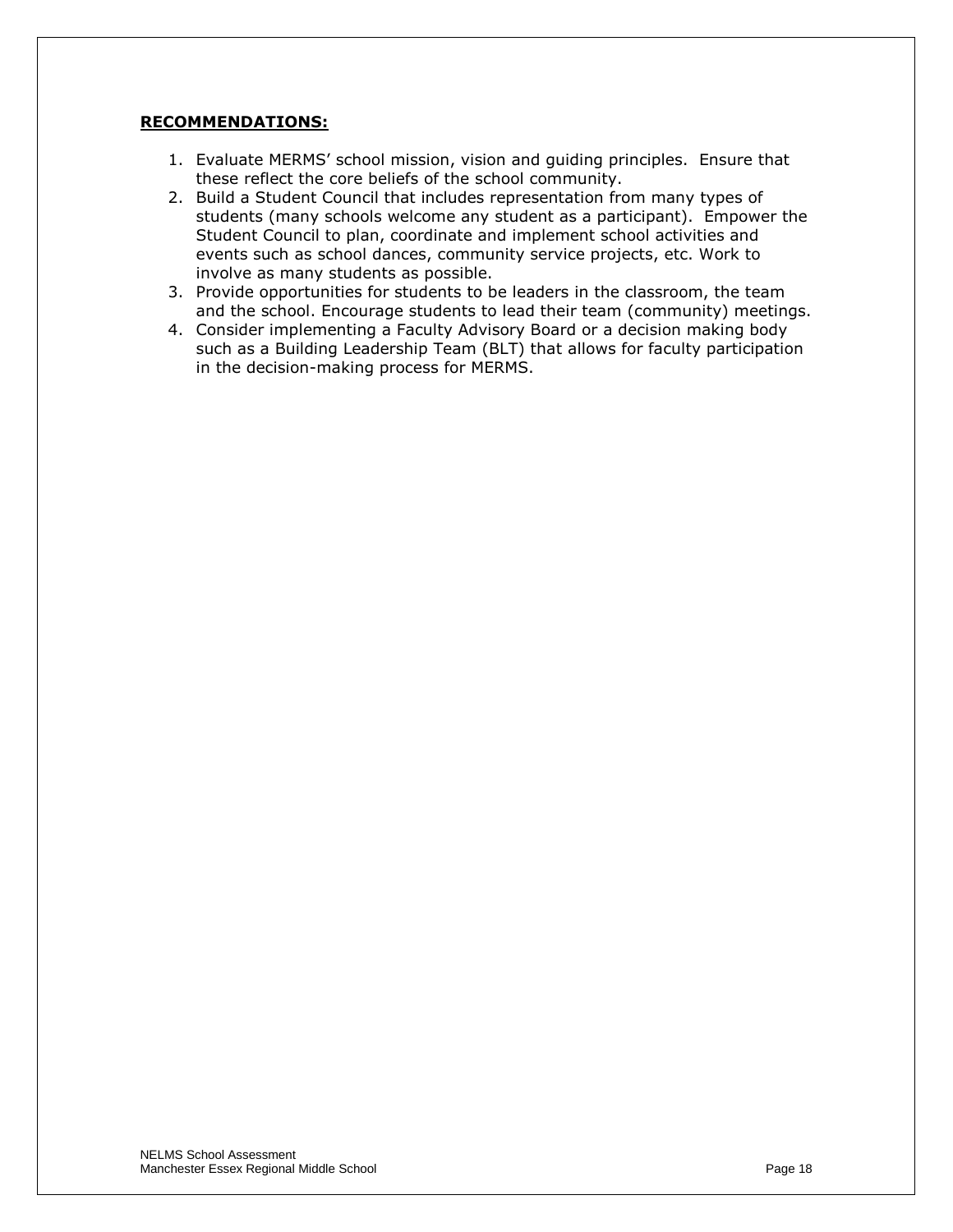**RECOMMENDATIONS:**

1. Evaluate MERMS' school mission, vision and guiding principles. Ensure that these reflect the core beliefs of the school community.
2. Build a Student Council that includes representation from many types of students (many schools welcome any student as a participant). Empower the Student Council to plan, coordinate and implement school activities and events such as school dances, community service projects, etc. Work to involve as many students as possible.
3. Provide opportunities for students to be leaders in the classroom, the team and the school. Encourage students to lead their team (community) meetings.
4. Consider implementing a Faculty Advisory Board or a decision making body such as a Building Leadership Team (BLT) that allows for faculty participation in the decision-making process for MERMS.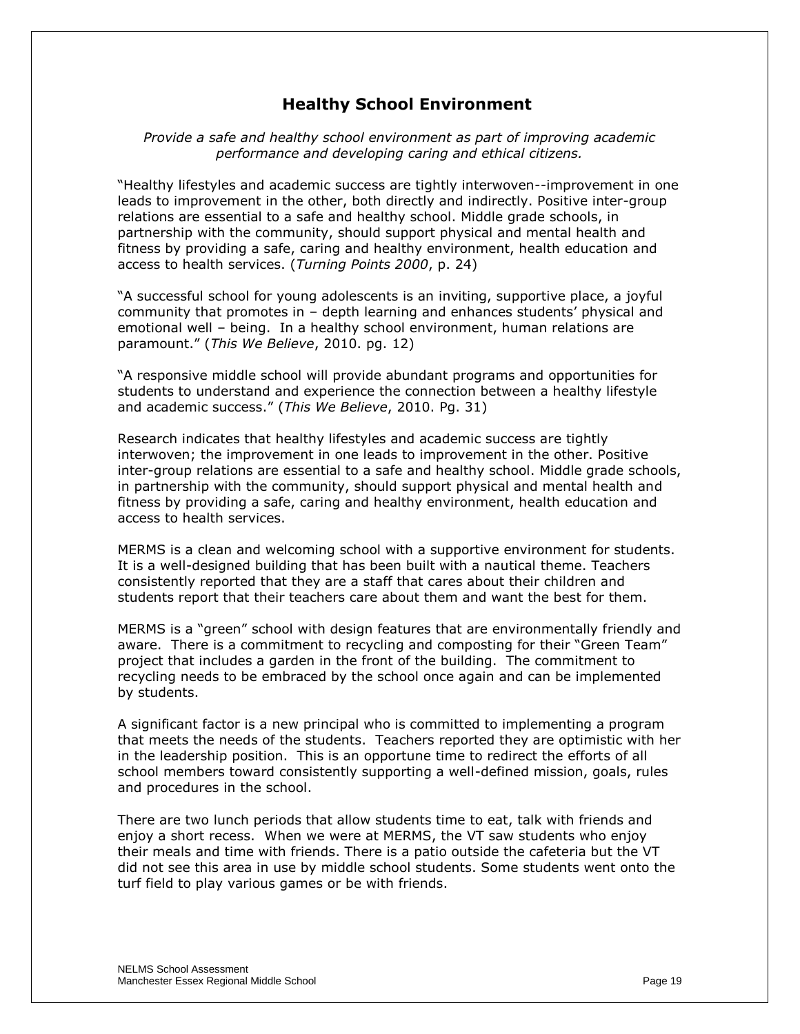## Healthy School Environment

*Provide a safe and healthy school environment as part of improving academic performance and developing caring and ethical citizens.*

"Healthy lifestyles and academic success are tightly interwoven--improvement in one leads to improvement in the other, both directly and indirectly. Positive inter-group relations are essential to a safe and healthy school. Middle grade schools, in partnership with the community, should support physical and mental health and fitness by providing a safe, caring and healthy environment, health education and access to health services. (*Turning Points 2000*, p. 24)

"A successful school for young adolescents is an inviting, supportive place, a joyful community that promotes in – depth learning and enhances students' physical and emotional well – being. In a healthy school environment, human relations are paramount." (*This We Believe*, 2010. pg. 12)

"A responsive middle school will provide abundant programs and opportunities for students to understand and experience the connection between a healthy lifestyle and academic success." (*This We Believe*, 2010. Pg. 31)

Research indicates that healthy lifestyles and academic success are tightly interwoven; the improvement in one leads to improvement in the other. Positive inter-group relations are essential to a safe and healthy school. Middle grade schools, in partnership with the community, should support physical and mental health and fitness by providing a safe, caring and healthy environment, health education and access to health services.

MERMS is a clean and welcoming school with a supportive environment for students. It is a well-designed building that has been built with a nautical theme. Teachers consistently reported that they are a staff that cares about their children and students report that their teachers care about them and want the best for them.

MERMS is a "green" school with design features that are environmentally friendly and aware. There is a commitment to recycling and composting for their "Green Team" project that includes a garden in the front of the building. The commitment to recycling needs to be embraced by the school once again and can be implemented by students.

A significant factor is a new principal who is committed to implementing a program that meets the needs of the students. Teachers reported they are optimistic with her in the leadership position. This is an opportune time to redirect the efforts of all school members toward consistently supporting a well-defined mission, goals, rules and procedures in the school.

There are two lunch periods that allow students time to eat, talk with friends and enjoy a short recess. When we were at MERMS, the VT saw students who enjoy their meals and time with friends. There is a patio outside the cafeteria but the VT did not see this area in use by middle school students. Some students went onto the turf field to play various games or be with friends.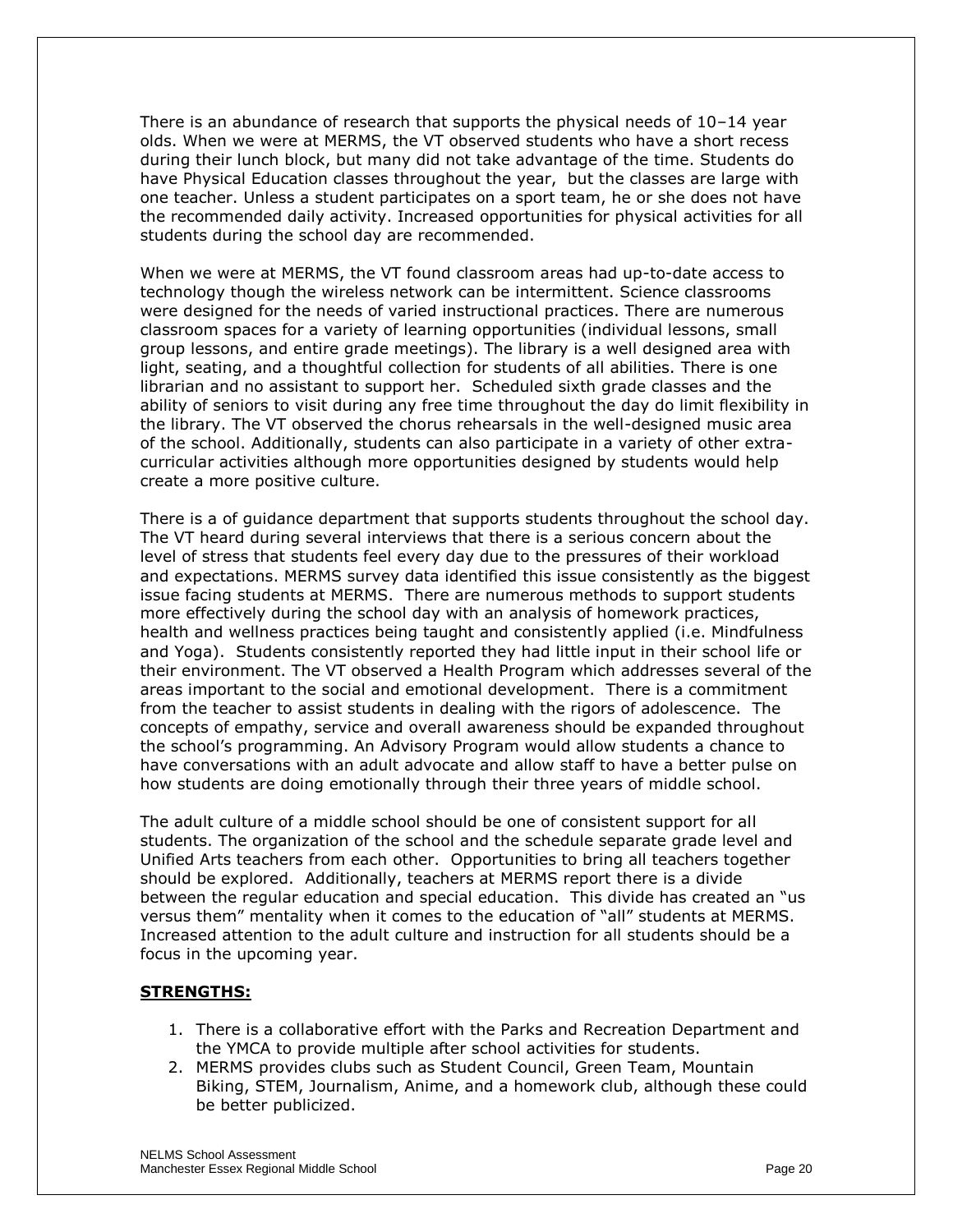There is an abundance of research that supports the physical needs of 10–14 year olds. When we were at MERMS, the VT observed students who have a short recess during their lunch block, but many did not take advantage of the time. Students do have Physical Education classes throughout the year, but the classes are large with one teacher. Unless a student participates on a sport team, he or she does not have the recommended daily activity. Increased opportunities for physical activities for all students during the school day are recommended.

When we were at MERMS, the VT found classroom areas had up-to-date access to technology though the wireless network can be intermittent. Science classrooms were designed for the needs of varied instructional practices. There are numerous classroom spaces for a variety of learning opportunities (individual lessons, small group lessons, and entire grade meetings). The library is a well designed area with light, seating, and a thoughtful collection for students of all abilities. There is one librarian and no assistant to support her. Scheduled sixth grade classes and the ability of seniors to visit during any free time throughout the day do limit flexibility in the library. The VT observed the chorus rehearsals in the well-designed music area of the school. Additionally, students can also participate in a variety of other extra-curricular activities although more opportunities designed by students would help create a more positive culture.

There is a of guidance department that supports students throughout the school day. The VT heard during several interviews that there is a serious concern about the level of stress that students feel every day due to the pressures of their workload and expectations. MERMS survey data identified this issue consistently as the biggest issue facing students at MERMS. There are numerous methods to support students more effectively during the school day with an analysis of homework practices, health and wellness practices being taught and consistently applied (i.e. Mindfulness and Yoga). Students consistently reported they had little input in their school life or their environment. The VT observed a Health Program which addresses several of the areas important to the social and emotional development. There is a commitment from the teacher to assist students in dealing with the rigors of adolescence. The concepts of empathy, service and overall awareness should be expanded throughout the school's programming. An Advisory Program would allow students a chance to have conversations with an adult advocate and allow staff to have a better pulse on how students are doing emotionally through their three years of middle school.

The adult culture of a middle school should be one of consistent support for all students. The organization of the school and the schedule separate grade level and Unified Arts teachers from each other. Opportunities to bring all teachers together should be explored. Additionally, teachers at MERMS report there is a divide between the regular education and special education. This divide has created an "us versus them" mentality when it comes to the education of "all" students at MERMS. Increased attention to the adult culture and instruction for all students should be a focus in the upcoming year.

**STRENGTHS:**

1. There is a collaborative effort with the Parks and Recreation Department and the YMCA to provide multiple after school activities for students.
2. MERMS provides clubs such as Student Council, Green Team, Mountain Biking, STEM, Journalism, Anime, and a homework club, although these could be better publicized.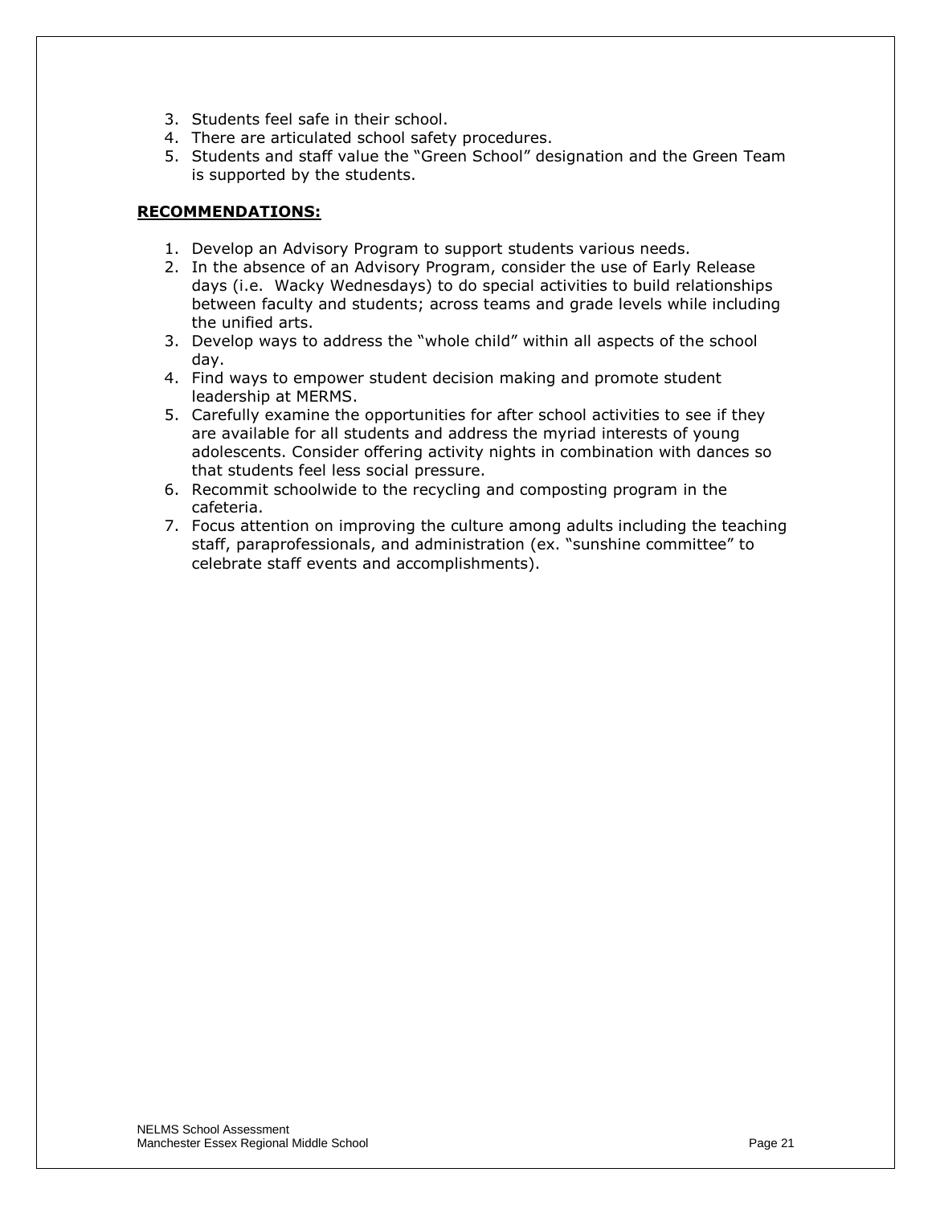3. Students feel safe in their school.
4. There are articulated school safety procedures.
5. Students and staff value the "Green School" designation and the Green Team is supported by the students.

**RECOMMENDATIONS:**

1. Develop an Advisory Program to support students various needs.
2. In the absence of an Advisory Program, consider the use of Early Release days (i.e. Wacky Wednesdays) to do special activities to build relationships between faculty and students; across teams and grade levels while including the unified arts.
3. Develop ways to address the "whole child" within all aspects of the school day.
4. Find ways to empower student decision making and promote student leadership at MERMS.
5. Carefully examine the opportunities for after school activities to see if they are available for all students and address the myriad interests of young adolescents. Consider offering activity nights in combination with dances so that students feel less social pressure.
6. Recommit schoolwide to the recycling and composting program in the cafeteria.
7. Focus attention on improving the culture among adults including the teaching staff, paraprofessionals, and administration (ex. "sunshine committee" to celebrate staff events and accomplishments).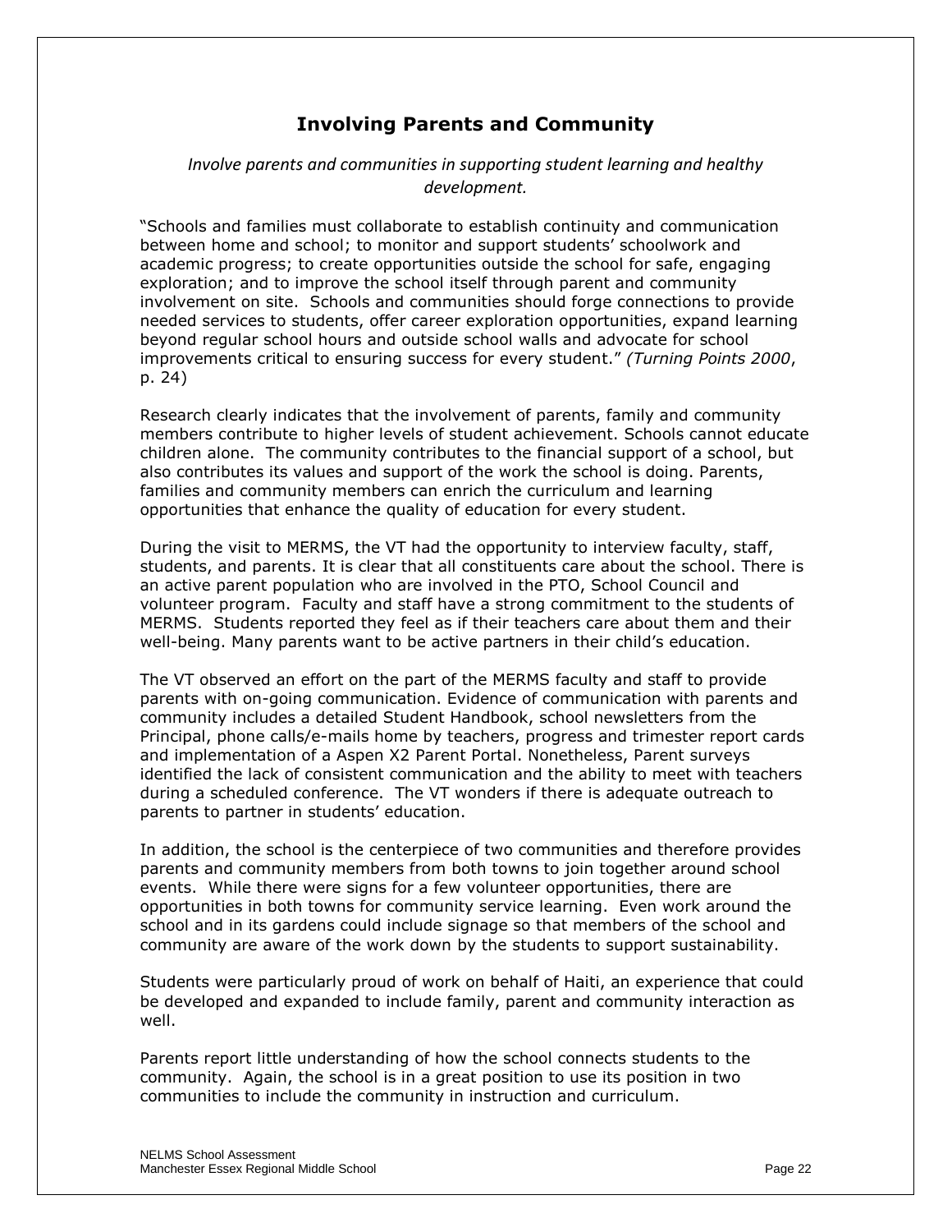## Involving Parents and Community

*Involve parents and communities in supporting student learning and healthy development.*

"Schools and families must collaborate to establish continuity and communication between home and school; to monitor and support students' schoolwork and academic progress; to create opportunities outside the school for safe, engaging exploration; and to improve the school itself through parent and community involvement on site. Schools and communities should forge connections to provide needed services to students, offer career exploration opportunities, expand learning beyond regular school hours and outside school walls and advocate for school improvements critical to ensuring success for every student." *(Turning Points 2000*, p. 24)

Research clearly indicates that the involvement of parents, family and community members contribute to higher levels of student achievement. Schools cannot educate children alone. The community contributes to the financial support of a school, but also contributes its values and support of the work the school is doing. Parents, families and community members can enrich the curriculum and learning opportunities that enhance the quality of education for every student.

During the visit to MERMS, the VT had the opportunity to interview faculty, staff, students, and parents. It is clear that all constituents care about the school. There is an active parent population who are involved in the PTO, School Council and volunteer program. Faculty and staff have a strong commitment to the students of MERMS. Students reported they feel as if their teachers care about them and their well-being. Many parents want to be active partners in their child's education.

The VT observed an effort on the part of the MERMS faculty and staff to provide parents with on-going communication. Evidence of communication with parents and community includes a detailed Student Handbook, school newsletters from the Principal, phone calls/e-mails home by teachers, progress and trimester report cards and implementation of a Aspen X2 Parent Portal. Nonetheless, Parent surveys identified the lack of consistent communication and the ability to meet with teachers during a scheduled conference. The VT wonders if there is adequate outreach to parents to partner in students' education.

In addition, the school is the centerpiece of two communities and therefore provides parents and community members from both towns to join together around school events. While there were signs for a few volunteer opportunities, there are opportunities in both towns for community service learning. Even work around the school and in its gardens could include signage so that members of the school and community are aware of the work down by the students to support sustainability.

Students were particularly proud of work on behalf of Haiti, an experience that could be developed and expanded to include family, parent and community interaction as well.

Parents report little understanding of how the school connects students to the community. Again, the school is in a great position to use its position in two communities to include the community in instruction and curriculum.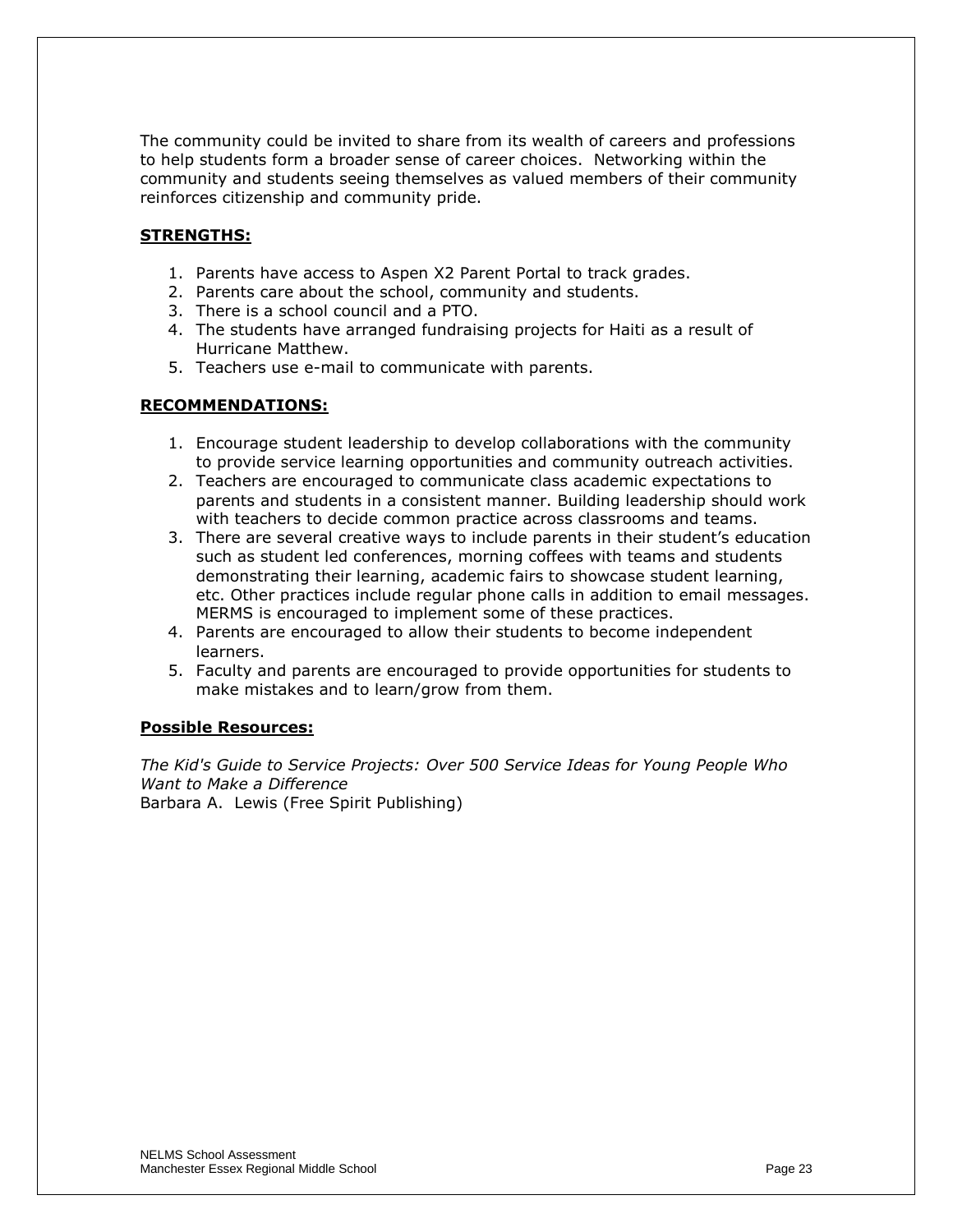The community could be invited to share from its wealth of careers and professions to help students form a broader sense of career choices. Networking within the community and students seeing themselves as valued members of their community reinforces citizenship and community pride.

**STRENGTHS:**

1. Parents have access to Aspen X2 Parent Portal to track grades.
2. Parents care about the school, community and students.
3. There is a school council and a PTO.
4. The students have arranged fundraising projects for Haiti as a result of Hurricane Matthew.
5. Teachers use e-mail to communicate with parents.

**RECOMMENDATIONS:**

1. Encourage student leadership to develop collaborations with the community to provide service learning opportunities and community outreach activities.
2. Teachers are encouraged to communicate class academic expectations to parents and students in a consistent manner. Building leadership should work with teachers to decide common practice across classrooms and teams.
3. There are several creative ways to include parents in their student's education such as student led conferences, morning coffees with teams and students demonstrating their learning, academic fairs to showcase student learning, etc. Other practices include regular phone calls in addition to email messages. MERMS is encouraged to implement some of these practices.
4. Parents are encouraged to allow their students to become independent learners.
5. Faculty and parents are encouraged to provide opportunities for students to make mistakes and to learn/grow from them.

**Possible Resources:**

*The Kid's Guide to Service Projects: Over 500 Service Ideas for Young People Who Want to Make a Difference*
Barbara A. Lewis (Free Spirit Publishing)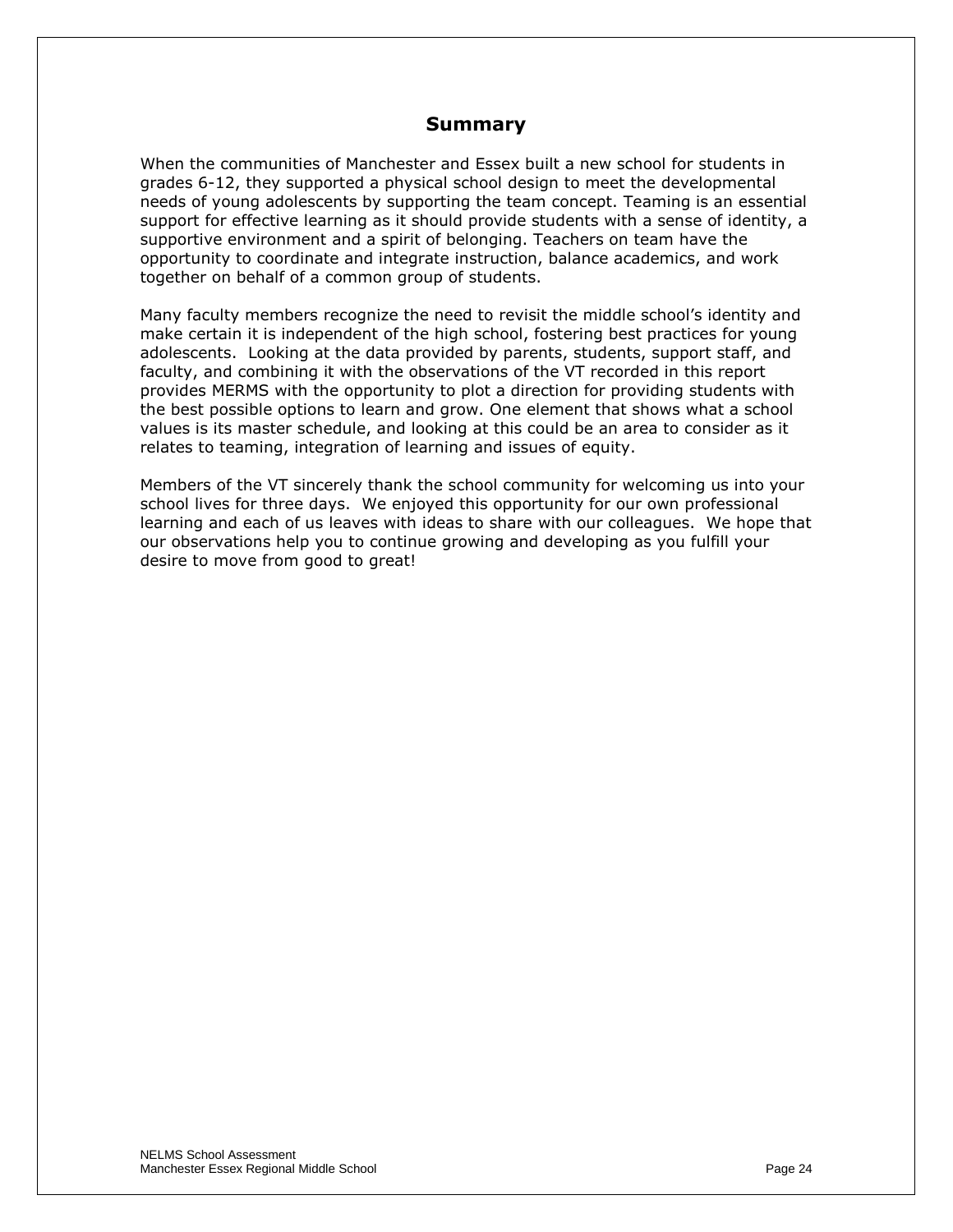## Summary

When the communities of Manchester and Essex built a new school for students in grades 6-12, they supported a physical school design to meet the developmental needs of young adolescents by supporting the team concept. Teaming is an essential support for effective learning as it should provide students with a sense of identity, a supportive environment and a spirit of belonging. Teachers on team have the opportunity to coordinate and integrate instruction, balance academics, and work together on behalf of a common group of students.

Many faculty members recognize the need to revisit the middle school's identity and make certain it is independent of the high school, fostering best practices for young adolescents. Looking at the data provided by parents, students, support staff, and faculty, and combining it with the observations of the VT recorded in this report provides MERMS with the opportunity to plot a direction for providing students with the best possible options to learn and grow. One element that shows what a school values is its master schedule, and looking at this could be an area to consider as it relates to teaming, integration of learning and issues of equity.

Members of the VT sincerely thank the school community for welcoming us into your school lives for three days. We enjoyed this opportunity for our own professional learning and each of us leaves with ideas to share with our colleagues. We hope that our observations help you to continue growing and developing as you fulfill your desire to move from good to great!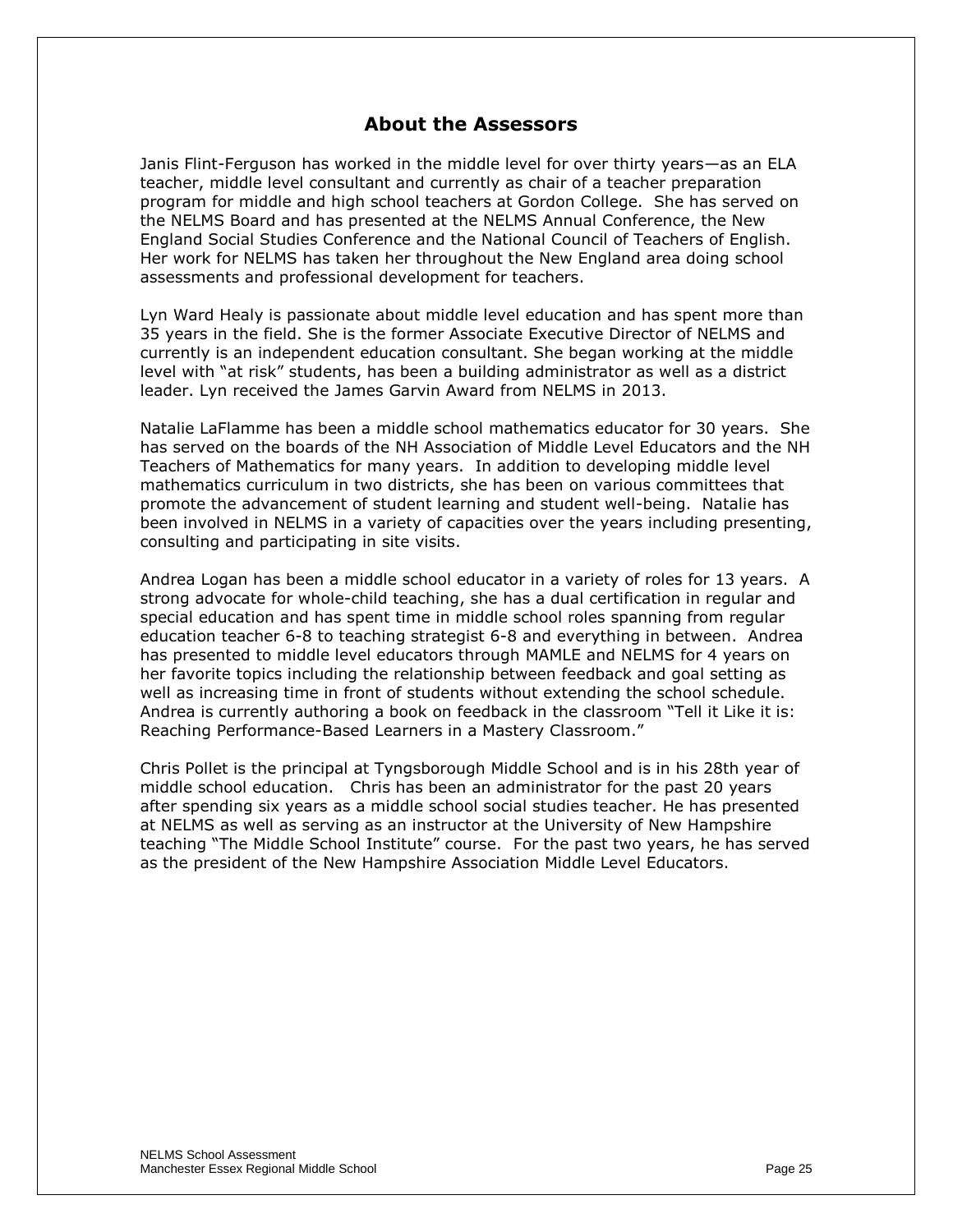## About the Assessors

Janis Flint-Ferguson has worked in the middle level for over thirty years—as an ELA teacher, middle level consultant and currently as chair of a teacher preparation program for middle and high school teachers at Gordon College. She has served on the NELMS Board and has presented at the NELMS Annual Conference, the New England Social Studies Conference and the National Council of Teachers of English. Her work for NELMS has taken her throughout the New England area doing school assessments and professional development for teachers.

Lyn Ward Healy is passionate about middle level education and has spent more than 35 years in the field. She is the former Associate Executive Director of NELMS and currently is an independent education consultant. She began working at the middle level with "at risk" students, has been a building administrator as well as a district leader. Lyn received the James Garvin Award from NELMS in 2013.

Natalie LaFlamme has been a middle school mathematics educator for 30 years. She has served on the boards of the NH Association of Middle Level Educators and the NH Teachers of Mathematics for many years. In addition to developing middle level mathematics curriculum in two districts, she has been on various committees that promote the advancement of student learning and student well-being. Natalie has been involved in NELMS in a variety of capacities over the years including presenting, consulting and participating in site visits.

Andrea Logan has been a middle school educator in a variety of roles for 13 years. A strong advocate for whole-child teaching, she has a dual certification in regular and special education and has spent time in middle school roles spanning from regular education teacher 6-8 to teaching strategist 6-8 and everything in between. Andrea has presented to middle level educators through MAMLE and NELMS for 4 years on her favorite topics including the relationship between feedback and goal setting as well as increasing time in front of students without extending the school schedule. Andrea is currently authoring a book on feedback in the classroom "Tell it Like it is: Reaching Performance-Based Learners in a Mastery Classroom."

Chris Pollet is the principal at Tyngsborough Middle School and is in his 28th year of middle school education. Chris has been an administrator for the past 20 years after spending six years as a middle school social studies teacher. He has presented at NELMS as well as serving as an instructor at the University of New Hampshire teaching "The Middle School Institute" course. For the past two years, he has served as the president of the New Hampshire Association Middle Level Educators.